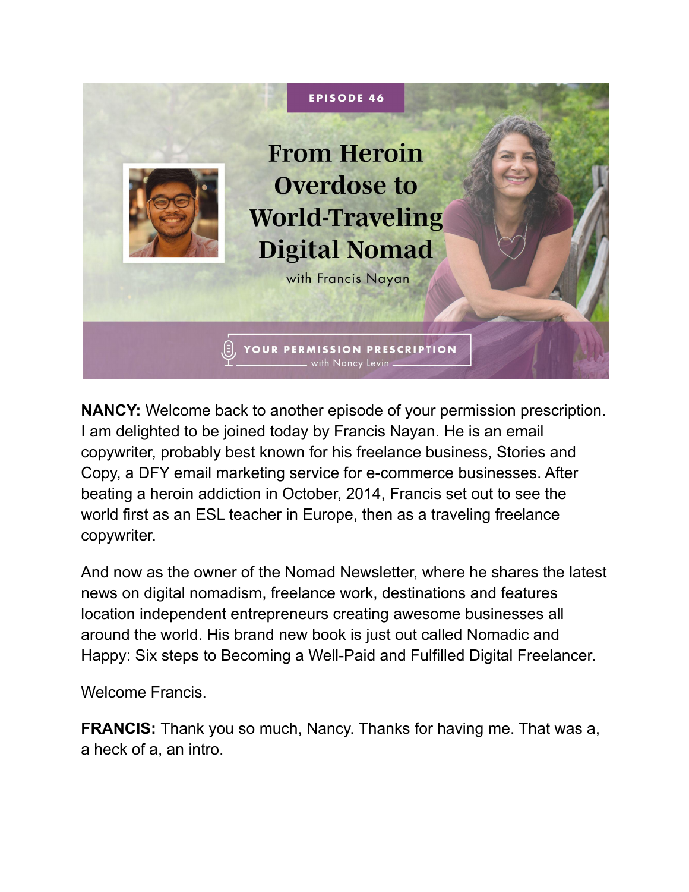EPISODE 46

# From Heroin Overdose to World-Traveling Digital Nomad

with Francis Nayan

YOUR PERMISSION PRESCRIPTION with Nancy Levin

**NANCY:** Welcome back to another episode of your permission prescription. I am delighted to be joined today by Francis Nayan. He is an email copywriter, probably best known for his freelance business, Stories and Copy, a DFY email marketing service for e-commerce businesses. After beating a heroin addiction in October, 2014, Francis set out to see the world first as an ESL teacher in Europe, then as a traveling freelance copywriter.

And now as the owner of the Nomad Newsletter, where he shares the latest news on digital nomadism, freelance work, destinations and features location independent entrepreneurs creating awesome businesses all around the world. His brand new book is just out called Nomadic and Happy: Six steps to Becoming a Well-Paid and Fulfilled Digital Freelancer.

Welcome Francis.

**FRANCIS:** Thank you so much, Nancy. Thanks for having me. That was a, a heck of a, an intro.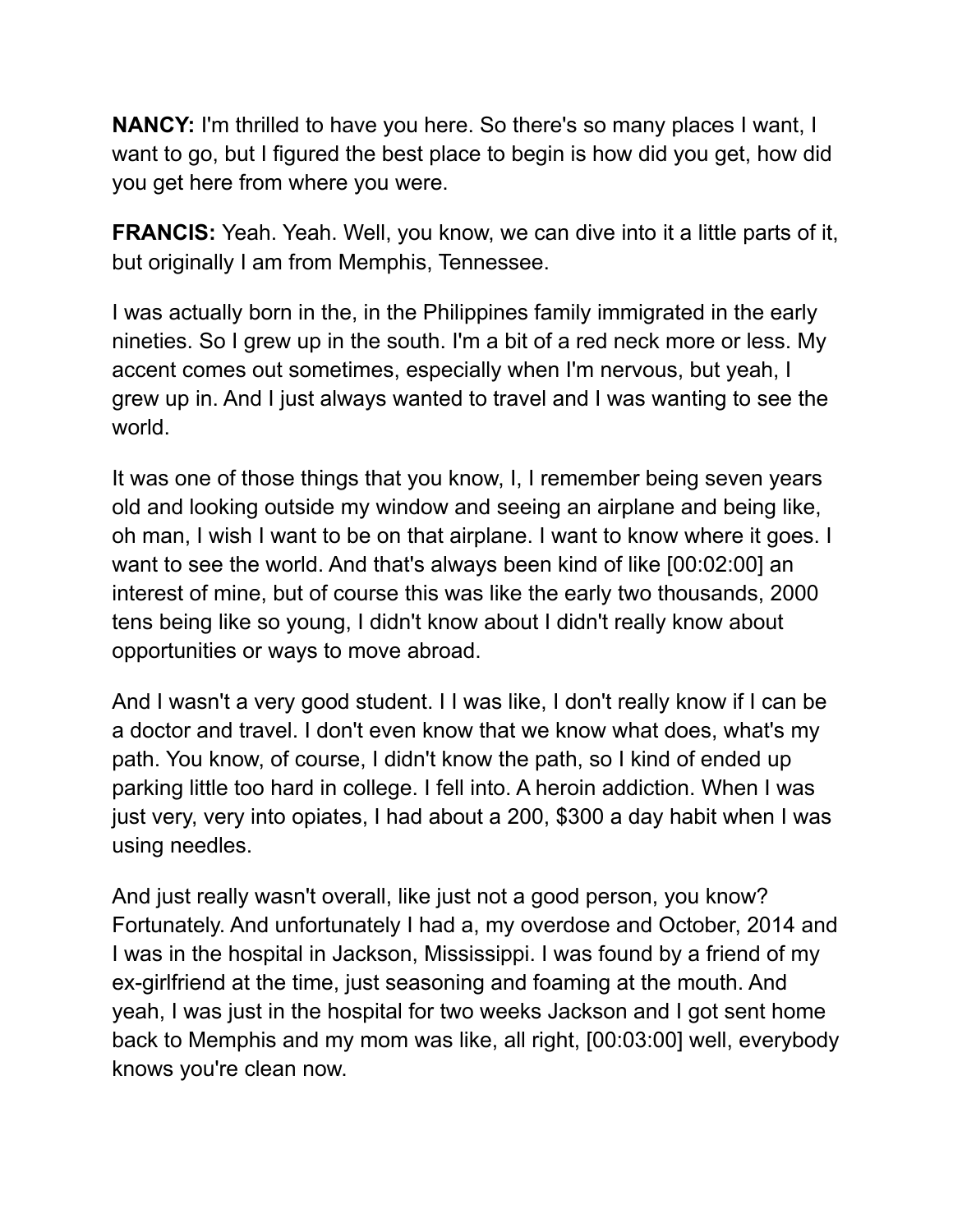**NANCY:** I'm thrilled to have you here. So there's so many places I want, I want to go, but I figured the best place to begin is how did you get, how did you get here from where you were.

**FRANCIS:** Yeah. Yeah. Well, you know, we can dive into it a little parts of it, but originally I am from Memphis, Tennessee.

I was actually born in the, in the Philippines family immigrated in the early nineties. So I grew up in the south. I'm a bit of a red neck more or less. My accent comes out sometimes, especially when I'm nervous, but yeah, I grew up in. And I just always wanted to travel and I was wanting to see the world.

It was one of those things that you know, I, I remember being seven years old and looking outside my window and seeing an airplane and being like, oh man, I wish I want to be on that airplane. I want to know where it goes. I want to see the world. And that's always been kind of like [00:02:00] an interest of mine, but of course this was like the early two thousands, 2000 tens being like so young, I didn't know about I didn't really know about opportunities or ways to move abroad.

And I wasn't a very good student. I I was like, I don't really know if I can be a doctor and travel. I don't even know that we know what does, what's my path. You know, of course, I didn't know the path, so I kind of ended up parking little too hard in college. I fell into. A heroin addiction. When I was just very, very into opiates, I had about a 200, $300 a day habit when I was using needles.

And just really wasn't overall, like just not a good person, you know? Fortunately. And unfortunately I had a, my overdose and October, 2014 and I was in the hospital in Jackson, Mississippi. I was found by a friend of my ex-girlfriend at the time, just seasoning and foaming at the mouth. And yeah, I was just in the hospital for two weeks Jackson and I got sent home back to Memphis and my mom was like, all right, [00:03:00] well, everybody knows you're clean now.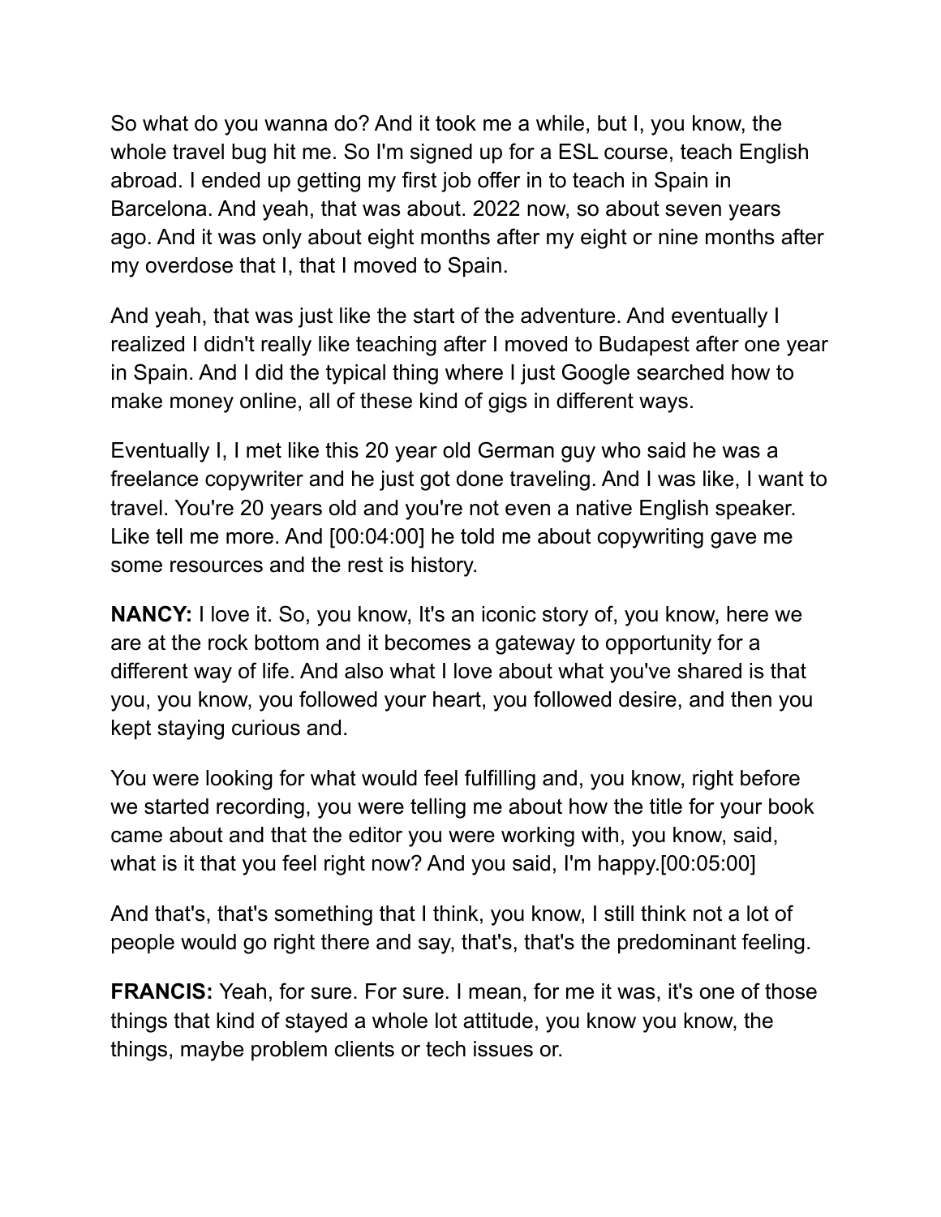So what do you wanna do? And it took me a while, but I, you know, the whole travel bug hit me. So I'm signed up for a ESL course, teach English abroad. I ended up getting my first job offer in to teach in Spain in Barcelona. And yeah, that was about. 2022 now, so about seven years ago. And it was only about eight months after my eight or nine months after my overdose that I, that I moved to Spain.

And yeah, that was just like the start of the adventure. And eventually I realized I didn't really like teaching after I moved to Budapest after one year in Spain. And I did the typical thing where I just Google searched how to make money online, all of these kind of gigs in different ways.

Eventually I, I met like this 20 year old German guy who said he was a freelance copywriter and he just got done traveling. And I was like, I want to travel. You're 20 years old and you're not even a native English speaker. Like tell me more. And [00:04:00] he told me about copywriting gave me some resources and the rest is history.

**NANCY:** I love it. So, you know, It's an iconic story of, you know, here we are at the rock bottom and it becomes a gateway to opportunity for a different way of life. And also what I love about what you've shared is that you, you know, you followed your heart, you followed desire, and then you kept staying curious and.

You were looking for what would feel fulfilling and, you know, right before we started recording, you were telling me about how the title for your book came about and that the editor you were working with, you know, said, what is it that you feel right now? And you said, I'm happy.[00:05:00]

And that's, that's something that I think, you know, I still think not a lot of people would go right there and say, that's, that's the predominant feeling.

**FRANCIS:** Yeah, for sure. For sure. I mean, for me it was, it's one of those things that kind of stayed a whole lot attitude, you know you know, the things, maybe problem clients or tech issues or.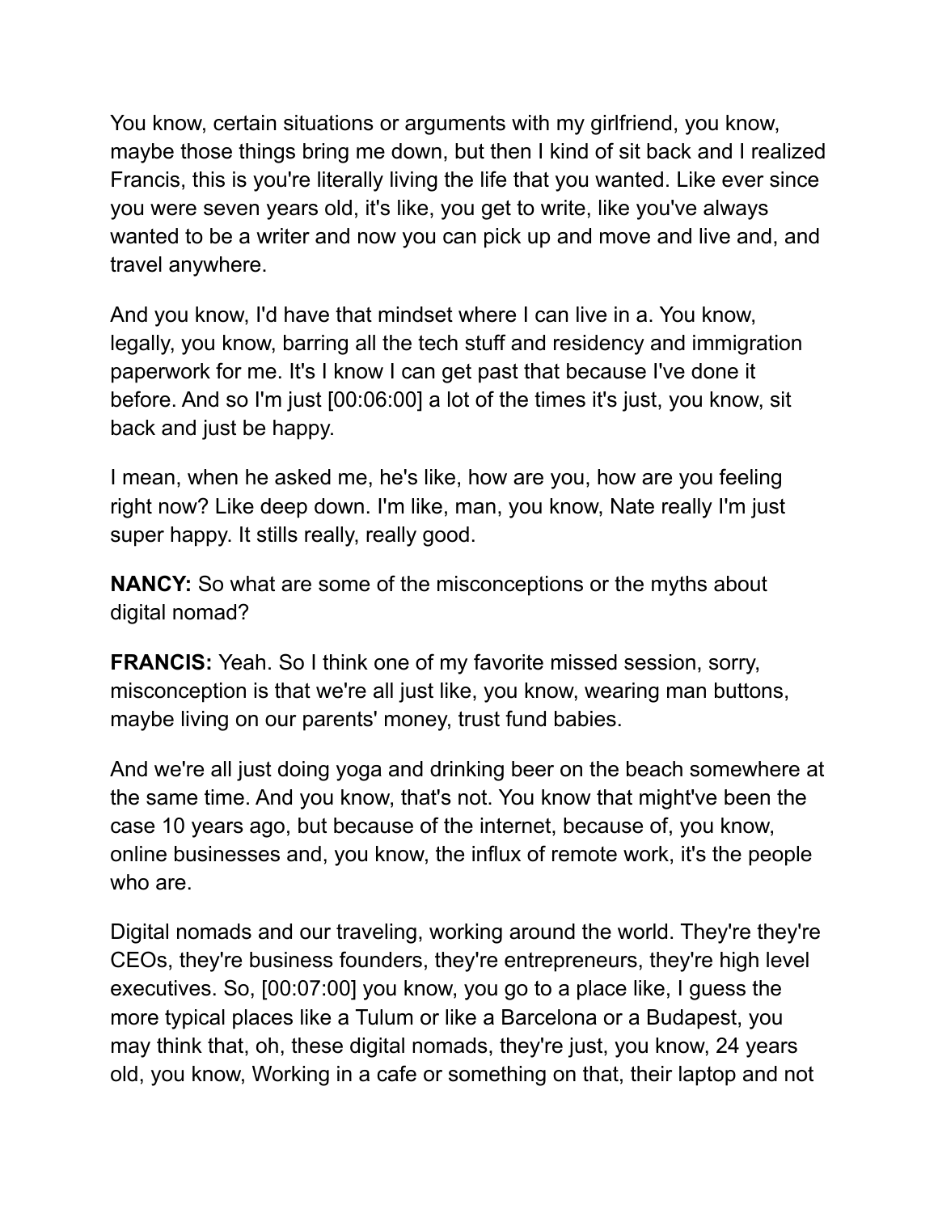You know, certain situations or arguments with my girlfriend, you know, maybe those things bring me down, but then I kind of sit back and I realized Francis, this is you're literally living the life that you wanted. Like ever since you were seven years old, it's like, you get to write, like you've always wanted to be a writer and now you can pick up and move and live and, and travel anywhere.

And you know, I'd have that mindset where I can live in a. You know, legally, you know, barring all the tech stuff and residency and immigration paperwork for me. It's I know I can get past that because I've done it before. And so I'm just [00:06:00] a lot of the times it's just, you know, sit back and just be happy.

I mean, when he asked me, he's like, how are you, how are you feeling right now? Like deep down. I'm like, man, you know, Nate really I'm just super happy. It stills really, really good.

**NANCY:** So what are some of the misconceptions or the myths about digital nomad?

**FRANCIS:** Yeah. So I think one of my favorite missed session, sorry, misconception is that we're all just like, you know, wearing man buttons, maybe living on our parents' money, trust fund babies.

And we're all just doing yoga and drinking beer on the beach somewhere at the same time. And you know, that's not. You know that might've been the case 10 years ago, but because of the internet, because of, you know, online businesses and, you know, the influx of remote work, it's the people who are.

Digital nomads and our traveling, working around the world. They're they're CEOs, they're business founders, they're entrepreneurs, they're high level executives. So, [00:07:00] you know, you go to a place like, I guess the more typical places like a Tulum or like a Barcelona or a Budapest, you may think that, oh, these digital nomads, they're just, you know, 24 years old, you know, Working in a cafe or something on that, their laptop and not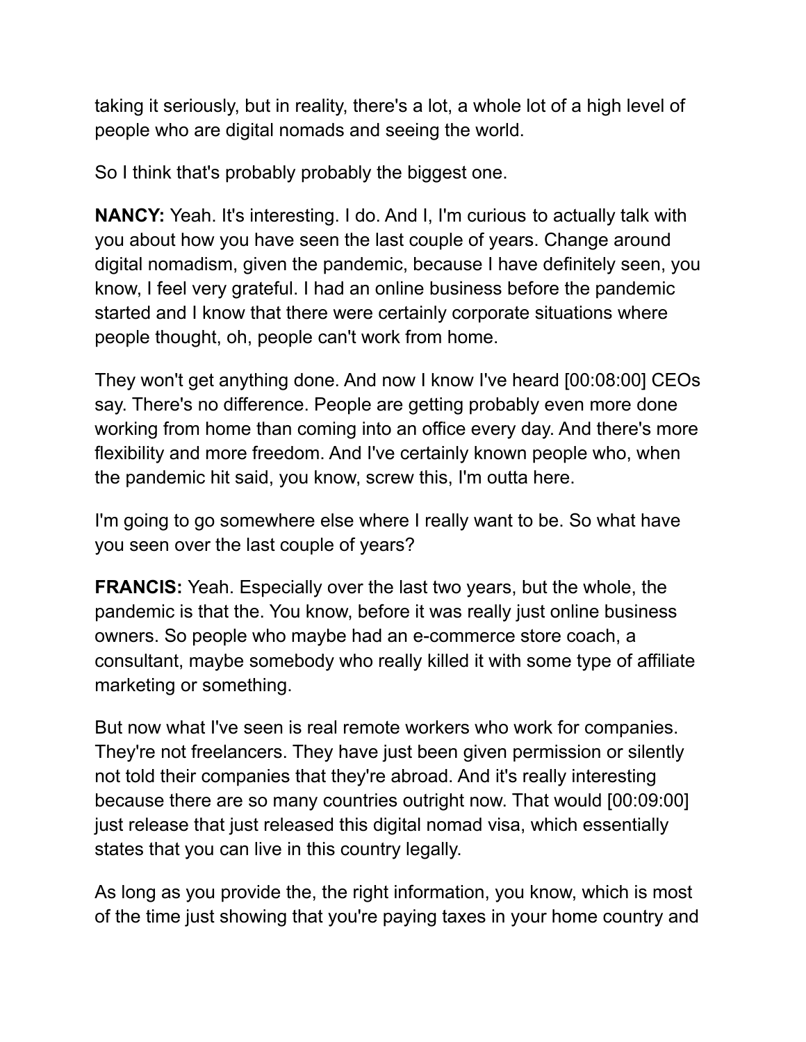taking it seriously, but in reality, there's a lot, a whole lot of a high level of people who are digital nomads and seeing the world.

So I think that's probably probably the biggest one.

**NANCY:** Yeah. It's interesting. I do. And I, I'm curious to actually talk with you about how you have seen the last couple of years. Change around digital nomadism, given the pandemic, because I have definitely seen, you know, I feel very grateful. I had an online business before the pandemic started and I know that there were certainly corporate situations where people thought, oh, people can't work from home.

They won't get anything done. And now I know I've heard [00:08:00] CEOs say. There's no difference. People are getting probably even more done working from home than coming into an office every day. And there's more flexibility and more freedom. And I've certainly known people who, when the pandemic hit said, you know, screw this, I'm outta here.

I'm going to go somewhere else where I really want to be. So what have you seen over the last couple of years?

**FRANCIS:** Yeah. Especially over the last two years, but the whole, the pandemic is that the. You know, before it was really just online business owners. So people who maybe had an e-commerce store coach, a consultant, maybe somebody who really killed it with some type of affiliate marketing or something.

But now what I've seen is real remote workers who work for companies. They're not freelancers. They have just been given permission or silently not told their companies that they're abroad. And it's really interesting because there are so many countries outright now. That would [00:09:00] just release that just released this digital nomad visa, which essentially states that you can live in this country legally.

As long as you provide the, the right information, you know, which is most of the time just showing that you're paying taxes in your home country and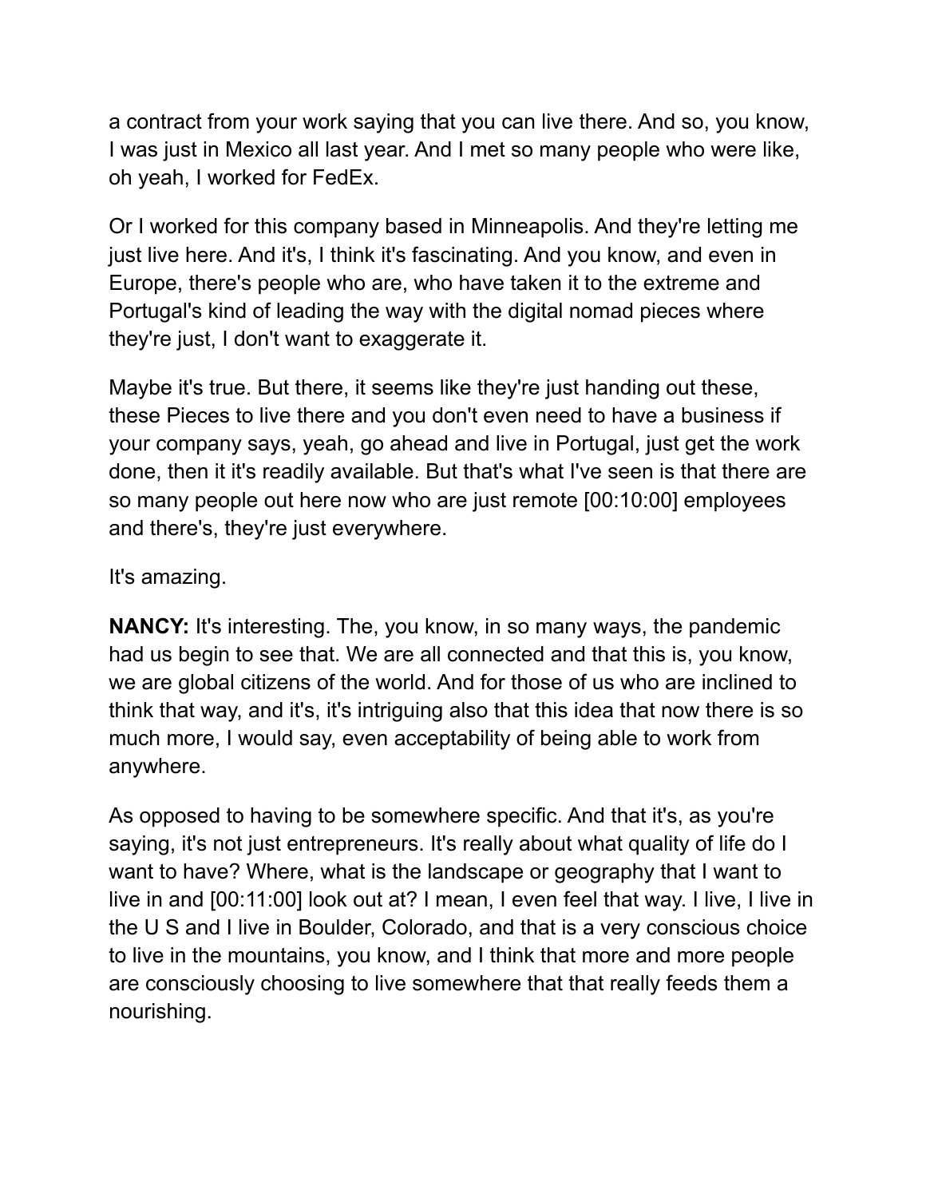a contract from your work saying that you can live there. And so, you know, I was just in Mexico all last year. And I met so many people who were like, oh yeah, I worked for FedEx.

Or I worked for this company based in Minneapolis. And they're letting me just live here. And it's, I think it's fascinating. And you know, and even in Europe, there's people who are, who have taken it to the extreme and Portugal's kind of leading the way with the digital nomad pieces where they're just, I don't want to exaggerate it.

Maybe it's true. But there, it seems like they're just handing out these, these Pieces to live there and you don't even need to have a business if your company says, yeah, go ahead and live in Portugal, just get the work done, then it it's readily available. But that's what I've seen is that there are so many people out here now who are just remote [00:10:00] employees and there's, they're just everywhere.

It's amazing.

**NANCY:** It's interesting. The, you know, in so many ways, the pandemic had us begin to see that. We are all connected and that this is, you know, we are global citizens of the world. And for those of us who are inclined to think that way, and it's, it's intriguing also that this idea that now there is so much more, I would say, even acceptability of being able to work from anywhere.

As opposed to having to be somewhere specific. And that it's, as you're saying, it's not just entrepreneurs. It's really about what quality of life do I want to have? Where, what is the landscape or geography that I want to live in and [00:11:00] look out at? I mean, I even feel that way. I live, I live in the U S and I live in Boulder, Colorado, and that is a very conscious choice to live in the mountains, you know, and I think that more and more people are consciously choosing to live somewhere that that really feeds them a nourishing.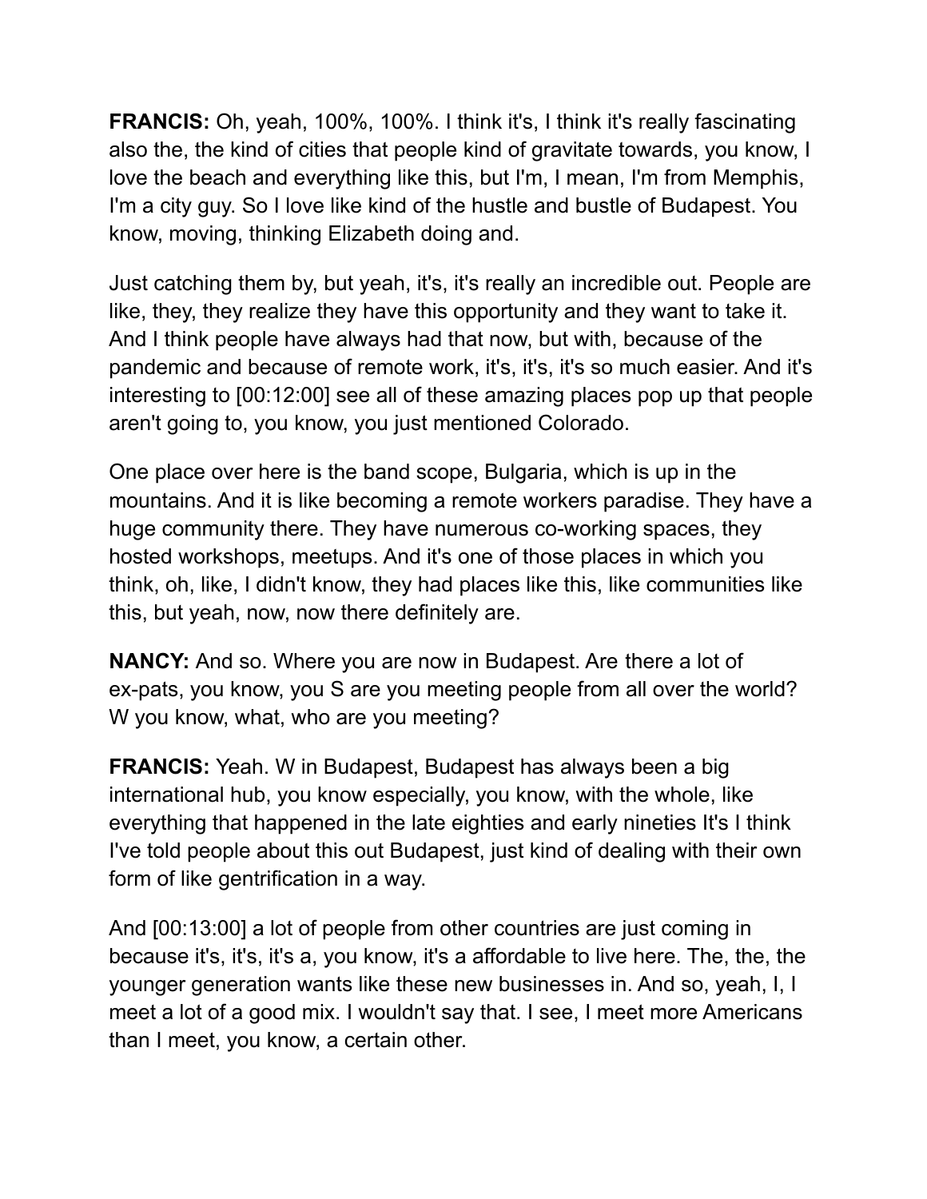**FRANCIS:** Oh, yeah, 100%, 100%. I think it's, I think it's really fascinating also the, the kind of cities that people kind of gravitate towards, you know, I love the beach and everything like this, but I'm, I mean, I'm from Memphis, I'm a city guy. So I love like kind of the hustle and bustle of Budapest. You know, moving, thinking Elizabeth doing and.

Just catching them by, but yeah, it's, it's really an incredible out. People are like, they, they realize they have this opportunity and they want to take it. And I think people have always had that now, but with, because of the pandemic and because of remote work, it's, it's, it's so much easier. And it's interesting to [00:12:00] see all of these amazing places pop up that people aren't going to, you know, you just mentioned Colorado.

One place over here is the band scope, Bulgaria, which is up in the mountains. And it is like becoming a remote workers paradise. They have a huge community there. They have numerous co-working spaces, they hosted workshops, meetups. And it's one of those places in which you think, oh, like, I didn't know, they had places like this, like communities like this, but yeah, now, now there definitely are.

**NANCY:** And so. Where you are now in Budapest. Are there a lot of ex-pats, you know, you S are you meeting people from all over the world? W you know, what, who are you meeting?

**FRANCIS:** Yeah. W in Budapest, Budapest has always been a big international hub, you know especially, you know, with the whole, like everything that happened in the late eighties and early nineties It's I think I've told people about this out Budapest, just kind of dealing with their own form of like gentrification in a way.

And [00:13:00] a lot of people from other countries are just coming in because it's, it's, it's a, you know, it's a affordable to live here. The, the, the younger generation wants like these new businesses in. And so, yeah, I, I meet a lot of a good mix. I wouldn't say that. I see, I meet more Americans than I meet, you know, a certain other.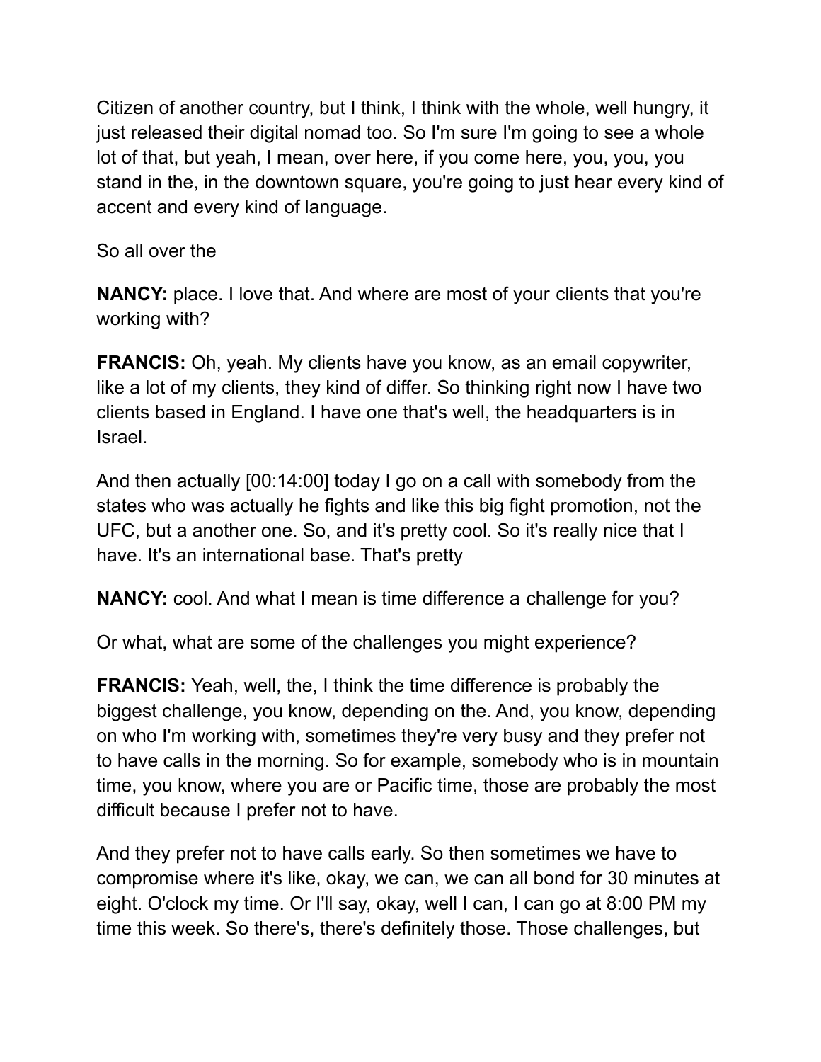Citizen of another country, but I think, I think with the whole, well hungry, it just released their digital nomad too. So I'm sure I'm going to see a whole lot of that, but yeah, I mean, over here, if you come here, you, you, you stand in the, in the downtown square, you're going to just hear every kind of accent and every kind of language.

So all over the

**NANCY:** place. I love that. And where are most of your clients that you're working with?

**FRANCIS:** Oh, yeah. My clients have you know, as an email copywriter, like a lot of my clients, they kind of differ. So thinking right now I have two clients based in England. I have one that's well, the headquarters is in Israel.

And then actually [00:14:00] today I go on a call with somebody from the states who was actually he fights and like this big fight promotion, not the UFC, but a another one. So, and it's pretty cool. So it's really nice that I have. It's an international base. That's pretty

**NANCY:** cool. And what I mean is time difference a challenge for you?

Or what, what are some of the challenges you might experience?

**FRANCIS:** Yeah, well, the, I think the time difference is probably the biggest challenge, you know, depending on the. And, you know, depending on who I'm working with, sometimes they're very busy and they prefer not to have calls in the morning. So for example, somebody who is in mountain time, you know, where you are or Pacific time, those are probably the most difficult because I prefer not to have.

And they prefer not to have calls early. So then sometimes we have to compromise where it's like, okay, we can, we can all bond for 30 minutes at eight. O'clock my time. Or I'll say, okay, well I can, I can go at 8:00 PM my time this week. So there's, there's definitely those. Those challenges, but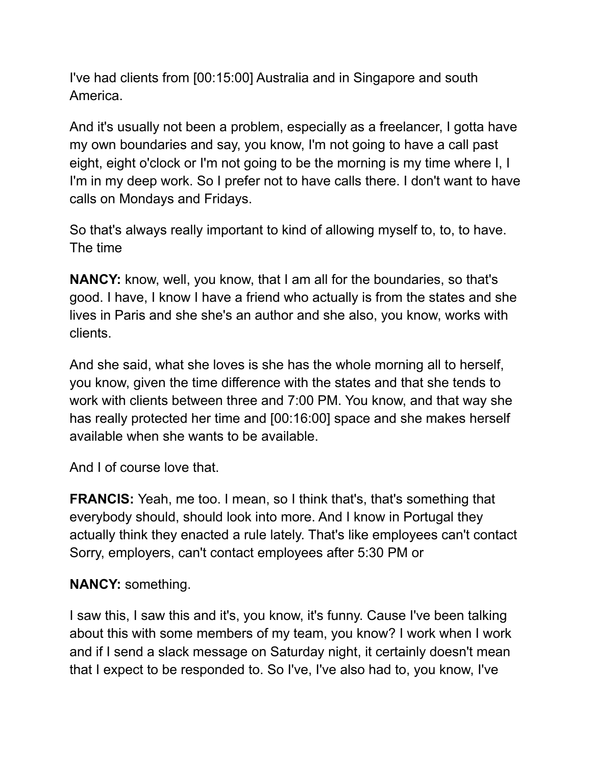I've had clients from [00:15:00] Australia and in Singapore and south America.

And it's usually not been a problem, especially as a freelancer, I gotta have my own boundaries and say, you know, I'm not going to have a call past eight, eight o'clock or I'm not going to be the morning is my time where I, I I'm in my deep work. So I prefer not to have calls there. I don't want to have calls on Mondays and Fridays.

So that's always really important to kind of allowing myself to, to, to have. The time

**NANCY:** know, well, you know, that I am all for the boundaries, so that's good. I have, I know I have a friend who actually is from the states and she lives in Paris and she she's an author and she also, you know, works with clients.

And she said, what she loves is she has the whole morning all to herself, you know, given the time difference with the states and that she tends to work with clients between three and 7:00 PM. You know, and that way she has really protected her time and [00:16:00] space and she makes herself available when she wants to be available.

And I of course love that.

**FRANCIS:** Yeah, me too. I mean, so I think that's, that's something that everybody should, should look into more. And I know in Portugal they actually think they enacted a rule lately. That's like employees can't contact Sorry, employers, can't contact employees after 5:30 PM or

**NANCY:** something.

I saw this, I saw this and it's, you know, it's funny. Cause I've been talking about this with some members of my team, you know? I work when I work and if I send a slack message on Saturday night, it certainly doesn't mean that I expect to be responded to. So I've, I've also had to, you know, I've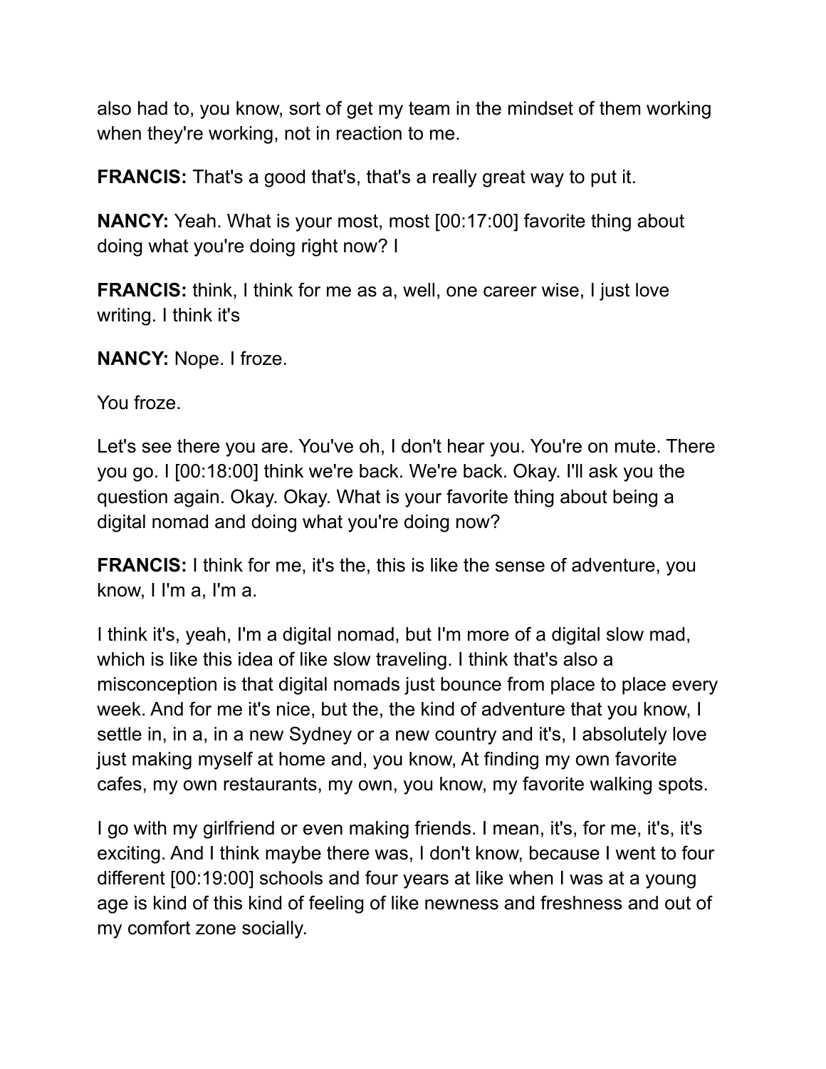also had to, you know, sort of get my team in the mindset of them working when they're working, not in reaction to me.

**FRANCIS:** That's a good that's, that's a really great way to put it.

**NANCY:** Yeah. What is your most, most [00:17:00] favorite thing about doing what you're doing right now? I

**FRANCIS:** think, I think for me as a, well, one career wise, I just love writing. I think it's

**NANCY:** Nope. I froze.

You froze.

Let's see there you are. You've oh, I don't hear you. You're on mute. There you go. I [00:18:00] think we're back. We're back. Okay. I'll ask you the question again. Okay. Okay. What is your favorite thing about being a digital nomad and doing what you're doing now?

**FRANCIS:** I think for me, it's the, this is like the sense of adventure, you know, I I'm a, I'm a.

I think it's, yeah, I'm a digital nomad, but I'm more of a digital slow mad, which is like this idea of like slow traveling. I think that's also a misconception is that digital nomads just bounce from place to place every week. And for me it's nice, but the, the kind of adventure that you know, I settle in, in a, in a new Sydney or a new country and it's, I absolutely love just making myself at home and, you know, At finding my own favorite cafes, my own restaurants, my own, you know, my favorite walking spots.

I go with my girlfriend or even making friends. I mean, it's, for me, it's, it's exciting. And I think maybe there was, I don't know, because I went to four different [00:19:00] schools and four years at like when I was at a young age is kind of this kind of feeling of like newness and freshness and out of my comfort zone socially.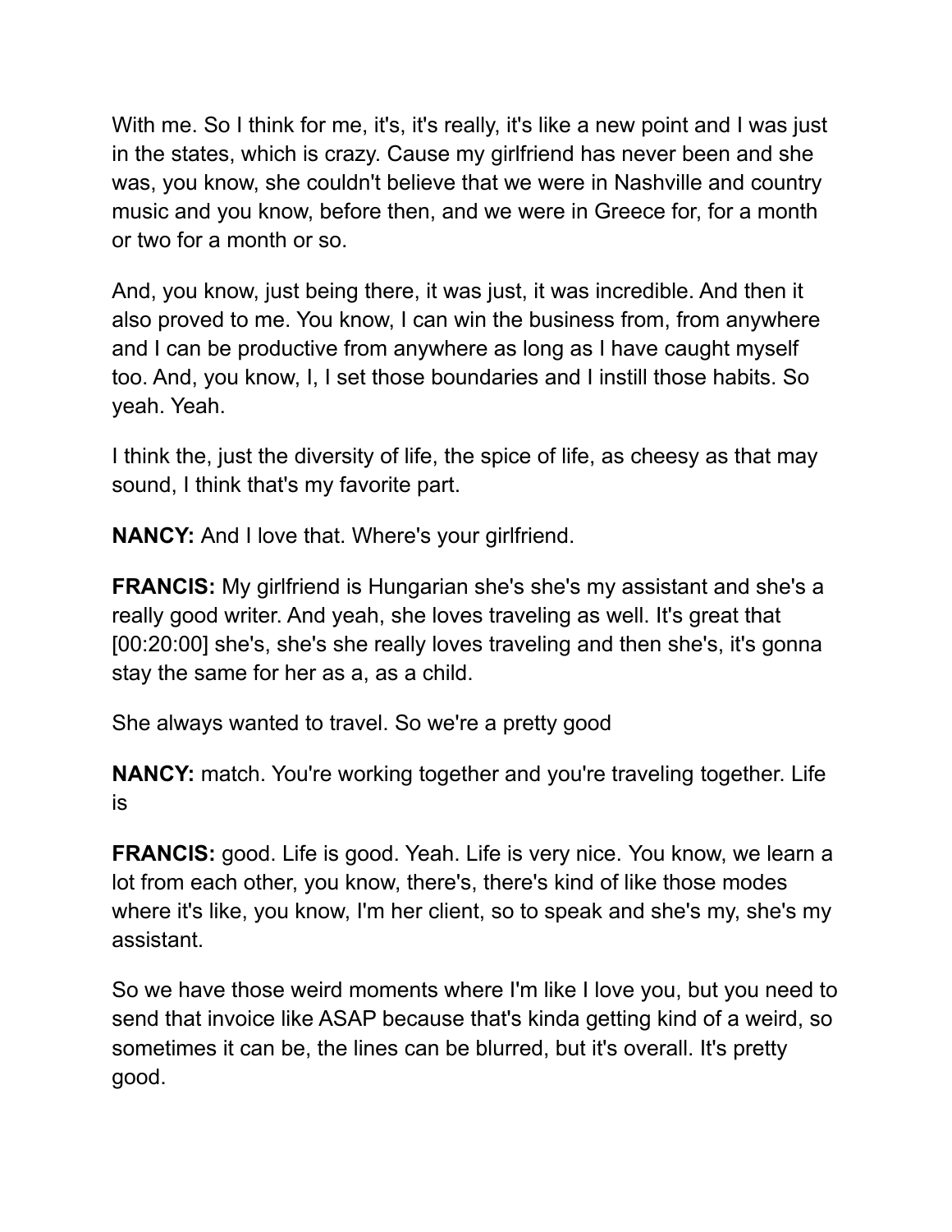With me. So I think for me, it's, it's really, it's like a new point and I was just in the states, which is crazy. Cause my girlfriend has never been and she was, you know, she couldn't believe that we were in Nashville and country music and you know, before then, and we were in Greece for, for a month or two for a month or so.

And, you know, just being there, it was just, it was incredible. And then it also proved to me. You know, I can win the business from, from anywhere and I can be productive from anywhere as long as I have caught myself too. And, you know, I, I set those boundaries and I instill those habits. So yeah. Yeah.

I think the, just the diversity of life, the spice of life, as cheesy as that may sound, I think that's my favorite part.

**NANCY:** And I love that. Where's your girlfriend.

**FRANCIS:** My girlfriend is Hungarian she's she's my assistant and she's a really good writer. And yeah, she loves traveling as well. It's great that [00:20:00] she's, she's she really loves traveling and then she's, it's gonna stay the same for her as a, as a child.

She always wanted to travel. So we're a pretty good

**NANCY:** match. You're working together and you're traveling together. Life is

**FRANCIS:** good. Life is good. Yeah. Life is very nice. You know, we learn a lot from each other, you know, there's, there's kind of like those modes where it's like, you know, I'm her client, so to speak and she's my, she's my assistant.

So we have those weird moments where I'm like I love you, but you need to send that invoice like ASAP because that's kinda getting kind of a weird, so sometimes it can be, the lines can be blurred, but it's overall. It's pretty good.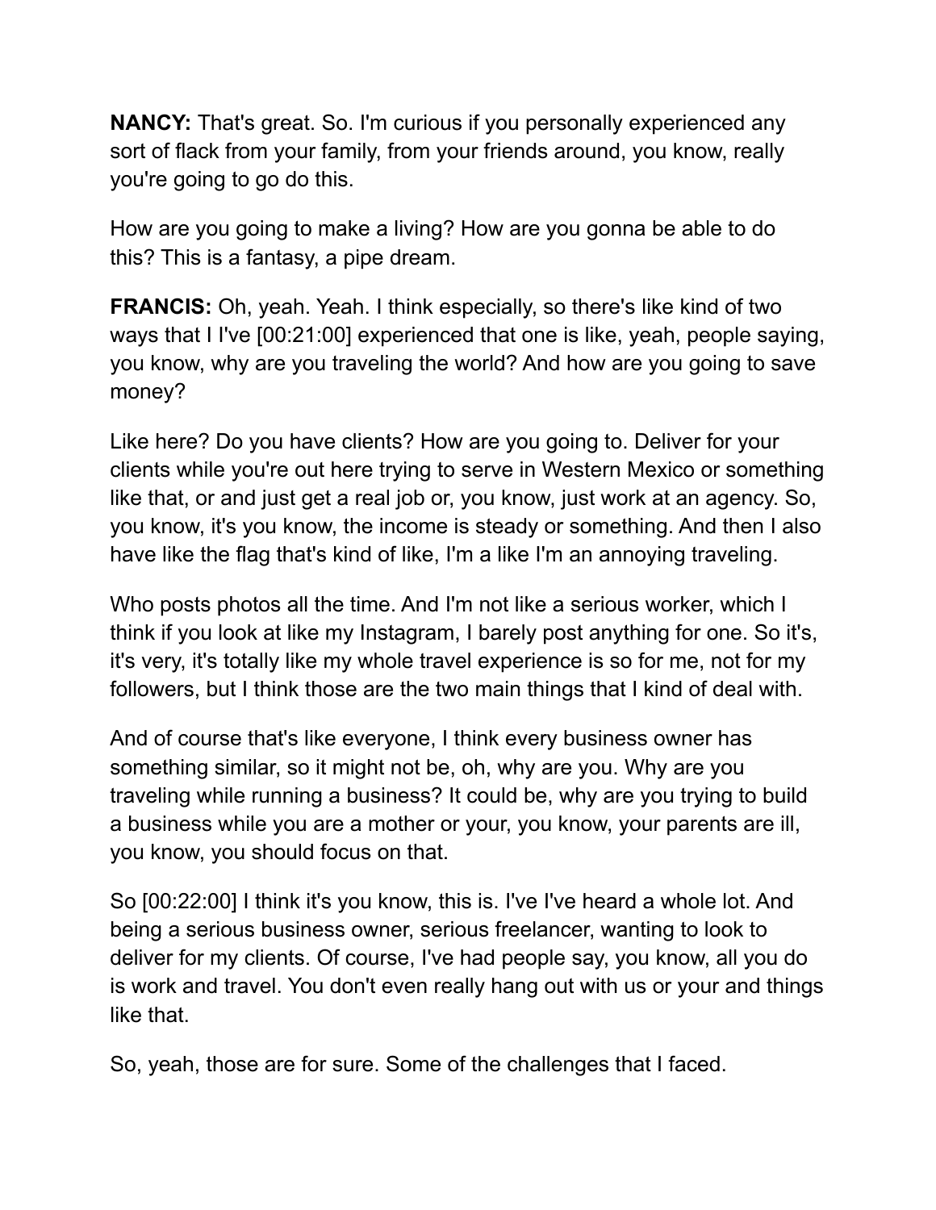**NANCY:** That's great. So. I'm curious if you personally experienced any sort of flack from your family, from your friends around, you know, really you're going to go do this.

How are you going to make a living? How are you gonna be able to do this? This is a fantasy, a pipe dream.

**FRANCIS:** Oh, yeah. Yeah. I think especially, so there's like kind of two ways that I I've [00:21:00] experienced that one is like, yeah, people saying, you know, why are you traveling the world? And how are you going to save money?

Like here? Do you have clients? How are you going to. Deliver for your clients while you're out here trying to serve in Western Mexico or something like that, or and just get a real job or, you know, just work at an agency. So, you know, it's you know, the income is steady or something. And then I also have like the flag that's kind of like, I'm a like I'm an annoying traveling.

Who posts photos all the time. And I'm not like a serious worker, which I think if you look at like my Instagram, I barely post anything for one. So it's, it's very, it's totally like my whole travel experience is so for me, not for my followers, but I think those are the two main things that I kind of deal with.

And of course that's like everyone, I think every business owner has something similar, so it might not be, oh, why are you. Why are you traveling while running a business? It could be, why are you trying to build a business while you are a mother or your, you know, your parents are ill, you know, you should focus on that.

So [00:22:00] I think it's you know, this is. I've I've heard a whole lot. And being a serious business owner, serious freelancer, wanting to look to deliver for my clients. Of course, I've had people say, you know, all you do is work and travel. You don't even really hang out with us or your and things like that.

So, yeah, those are for sure. Some of the challenges that I faced.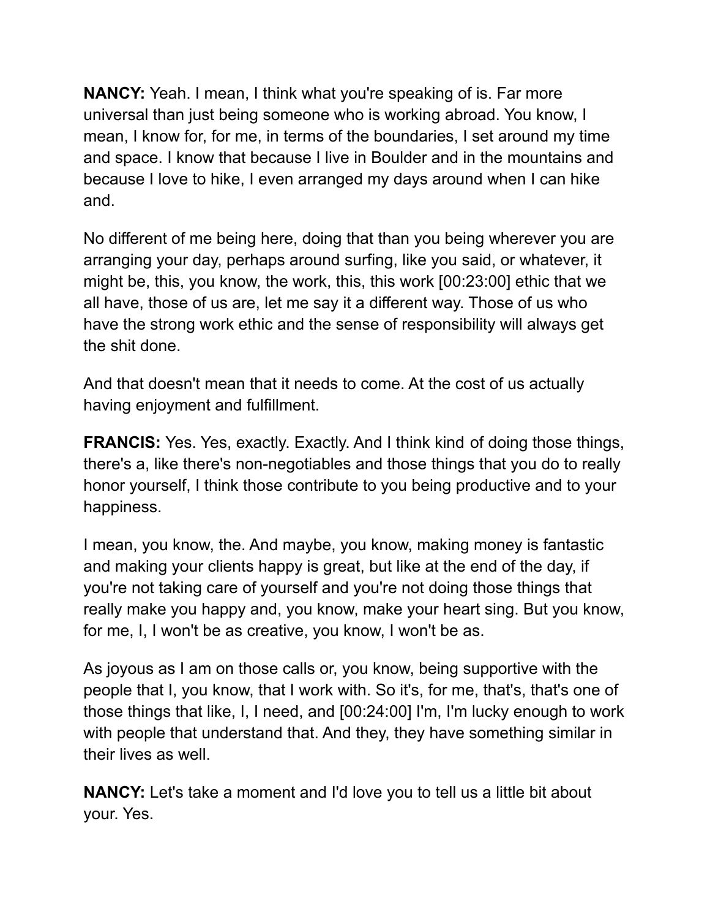**NANCY:** Yeah. I mean, I think what you're speaking of is. Far more universal than just being someone who is working abroad. You know, I mean, I know for, for me, in terms of the boundaries, I set around my time and space. I know that because I live in Boulder and in the mountains and because I love to hike, I even arranged my days around when I can hike and.

No different of me being here, doing that than you being wherever you are arranging your day, perhaps around surfing, like you said, or whatever, it might be, this, you know, the work, this, this work [00:23:00] ethic that we all have, those of us are, let me say it a different way. Those of us who have the strong work ethic and the sense of responsibility will always get the shit done.

And that doesn't mean that it needs to come. At the cost of us actually having enjoyment and fulfillment.

**FRANCIS:** Yes. Yes, exactly. Exactly. And I think kind of doing those things, there's a, like there's non-negotiables and those things that you do to really honor yourself, I think those contribute to you being productive and to your happiness.

I mean, you know, the. And maybe, you know, making money is fantastic and making your clients happy is great, but like at the end of the day, if you're not taking care of yourself and you're not doing those things that really make you happy and, you know, make your heart sing. But you know, for me, I, I won't be as creative, you know, I won't be as.

As joyous as I am on those calls or, you know, being supportive with the people that I, you know, that I work with. So it's, for me, that's, that's one of those things that like, I, I need, and [00:24:00] I'm, I'm lucky enough to work with people that understand that. And they, they have something similar in their lives as well.

**NANCY:** Let's take a moment and I'd love you to tell us a little bit about your. Yes.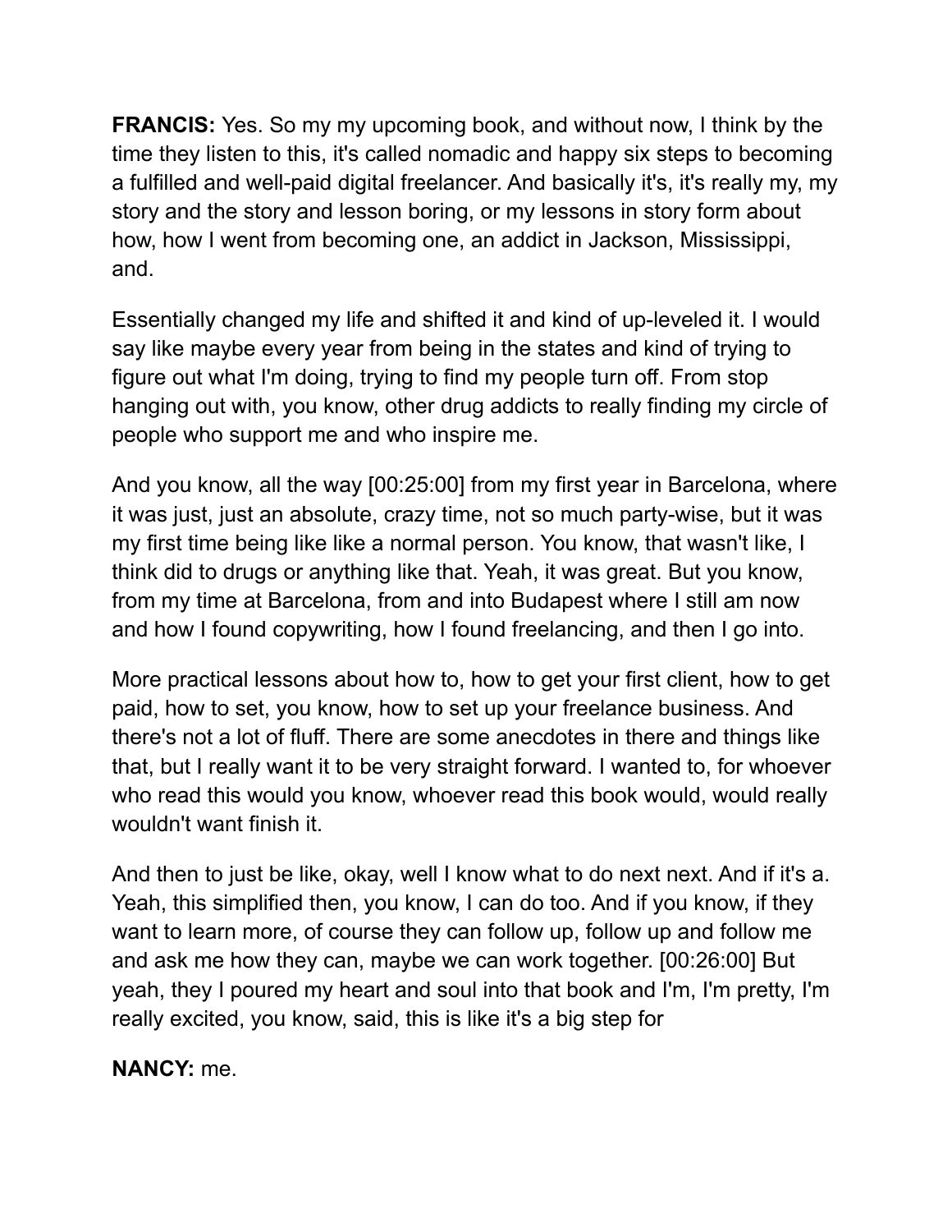**FRANCIS:** Yes. So my my upcoming book, and without now, I think by the time they listen to this, it's called nomadic and happy six steps to becoming a fulfilled and well-paid digital freelancer. And basically it's, it's really my, my story and the story and lesson boring, or my lessons in story form about how, how I went from becoming one, an addict in Jackson, Mississippi, and.

Essentially changed my life and shifted it and kind of up-leveled it. I would say like maybe every year from being in the states and kind of trying to figure out what I'm doing, trying to find my people turn off. From stop hanging out with, you know, other drug addicts to really finding my circle of people who support me and who inspire me.

And you know, all the way [00:25:00] from my first year in Barcelona, where it was just, just an absolute, crazy time, not so much party-wise, but it was my first time being like like a normal person. You know, that wasn't like, I think did to drugs or anything like that. Yeah, it was great. But you know, from my time at Barcelona, from and into Budapest where I still am now and how I found copywriting, how I found freelancing, and then I go into.

More practical lessons about how to, how to get your first client, how to get paid, how to set, you know, how to set up your freelance business. And there's not a lot of fluff. There are some anecdotes in there and things like that, but I really want it to be very straight forward. I wanted to, for whoever who read this would you know, whoever read this book would, would really wouldn't want finish it.

And then to just be like, okay, well I know what to do next next. And if it's a. Yeah, this simplified then, you know, I can do too. And if you know, if they want to learn more, of course they can follow up, follow up and follow me and ask me how they can, maybe we can work together. [00:26:00] But yeah, they I poured my heart and soul into that book and I'm, I'm pretty, I'm really excited, you know, said, this is like it's a big step for

**NANCY:** me.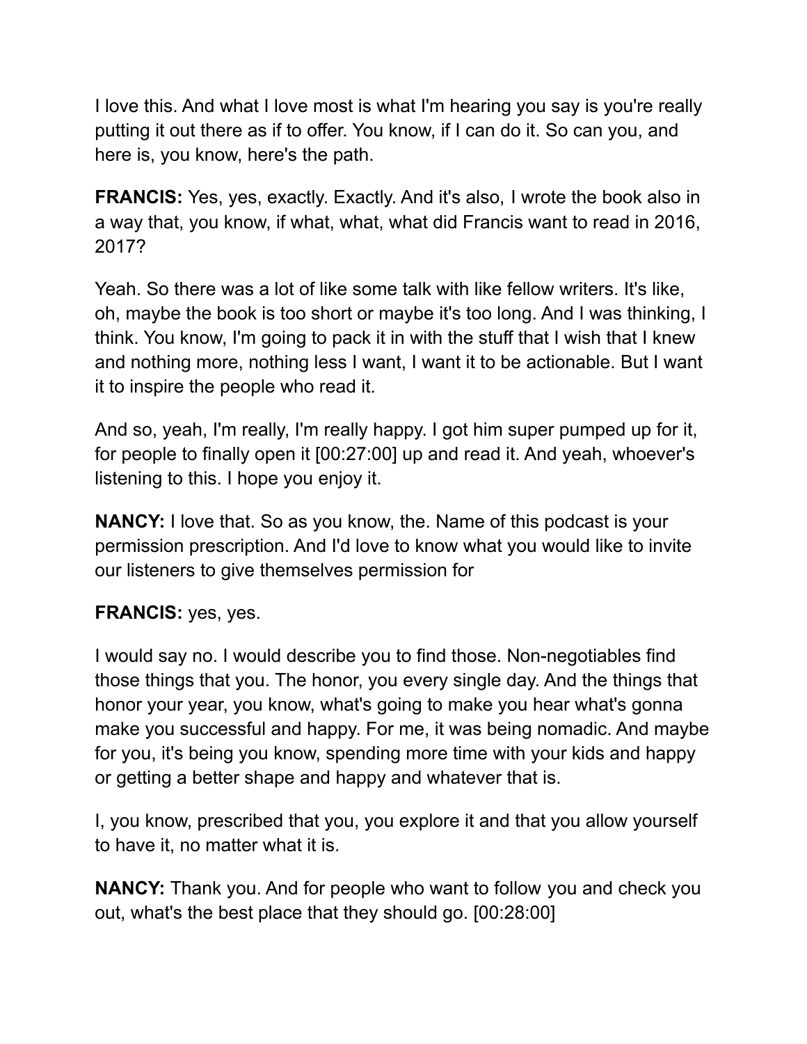I love this. And what I love most is what I'm hearing you say is you're really putting it out there as if to offer. You know, if I can do it. So can you, and here is, you know, here's the path.

**FRANCIS:** Yes, yes, exactly. Exactly. And it's also, I wrote the book also in a way that, you know, if what, what, what did Francis want to read in 2016, 2017?

Yeah. So there was a lot of like some talk with like fellow writers. It's like, oh, maybe the book is too short or maybe it's too long. And I was thinking, I think. You know, I'm going to pack it in with the stuff that I wish that I knew and nothing more, nothing less I want, I want it to be actionable. But I want it to inspire the people who read it.

And so, yeah, I'm really, I'm really happy. I got him super pumped up for it, for people to finally open it [00:27:00] up and read it. And yeah, whoever's listening to this. I hope you enjoy it.

**NANCY:** I love that. So as you know, the. Name of this podcast is your permission prescription. And I'd love to know what you would like to invite our listeners to give themselves permission for

**FRANCIS:** yes, yes.

I would say no. I would describe you to find those. Non-negotiables find those things that you. The honor, you every single day. And the things that honor your year, you know, what's going to make you hear what's gonna make you successful and happy. For me, it was being nomadic. And maybe for you, it's being you know, spending more time with your kids and happy or getting a better shape and happy and whatever that is.

I, you know, prescribed that you, you explore it and that you allow yourself to have it, no matter what it is.

**NANCY:** Thank you. And for people who want to follow you and check you out, what's the best place that they should go. [00:28:00]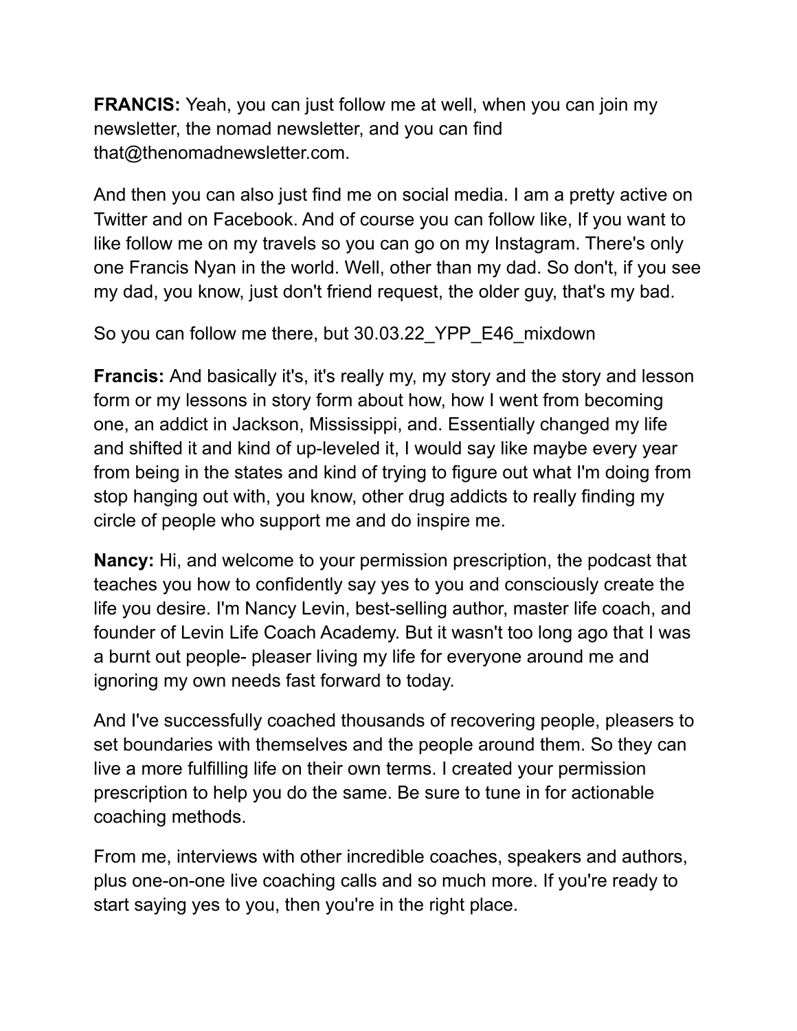**FRANCIS:** Yeah, you can just follow me at well, when you can join my newsletter, the nomad newsletter, and you can find that@thenomadnewsletter.com.

And then you can also just find me on social media. I am a pretty active on Twitter and on Facebook. And of course you can follow like, If you want to like follow me on my travels so you can go on my Instagram. There's only one Francis Nyan in the world. Well, other than my dad. So don't, if you see my dad, you know, just don't friend request, the older guy, that's my bad.

So you can follow me there, but 30.03.22_YPP_E46_mixdown

**Francis:** And basically it's, it's really my, my story and the story and lesson form or my lessons in story form about how, how I went from becoming one, an addict in Jackson, Mississippi, and. Essentially changed my life and shifted it and kind of up-leveled it, I would say like maybe every year from being in the states and kind of trying to figure out what I'm doing from stop hanging out with, you know, other drug addicts to really finding my circle of people who support me and do inspire me.

**Nancy:** Hi, and welcome to your permission prescription, the podcast that teaches you how to confidently say yes to you and consciously create the life you desire. I'm Nancy Levin, best-selling author, master life coach, and founder of Levin Life Coach Academy. But it wasn't too long ago that I was a burnt out people- pleaser living my life for everyone around me and ignoring my own needs fast forward to today.

And I've successfully coached thousands of recovering people, pleasers to set boundaries with themselves and the people around them. So they can live a more fulfilling life on their own terms. I created your permission prescription to help you do the same. Be sure to tune in for actionable coaching methods.

From me, interviews with other incredible coaches, speakers and authors, plus one-on-one live coaching calls and so much more. If you're ready to start saying yes to you, then you're in the right place.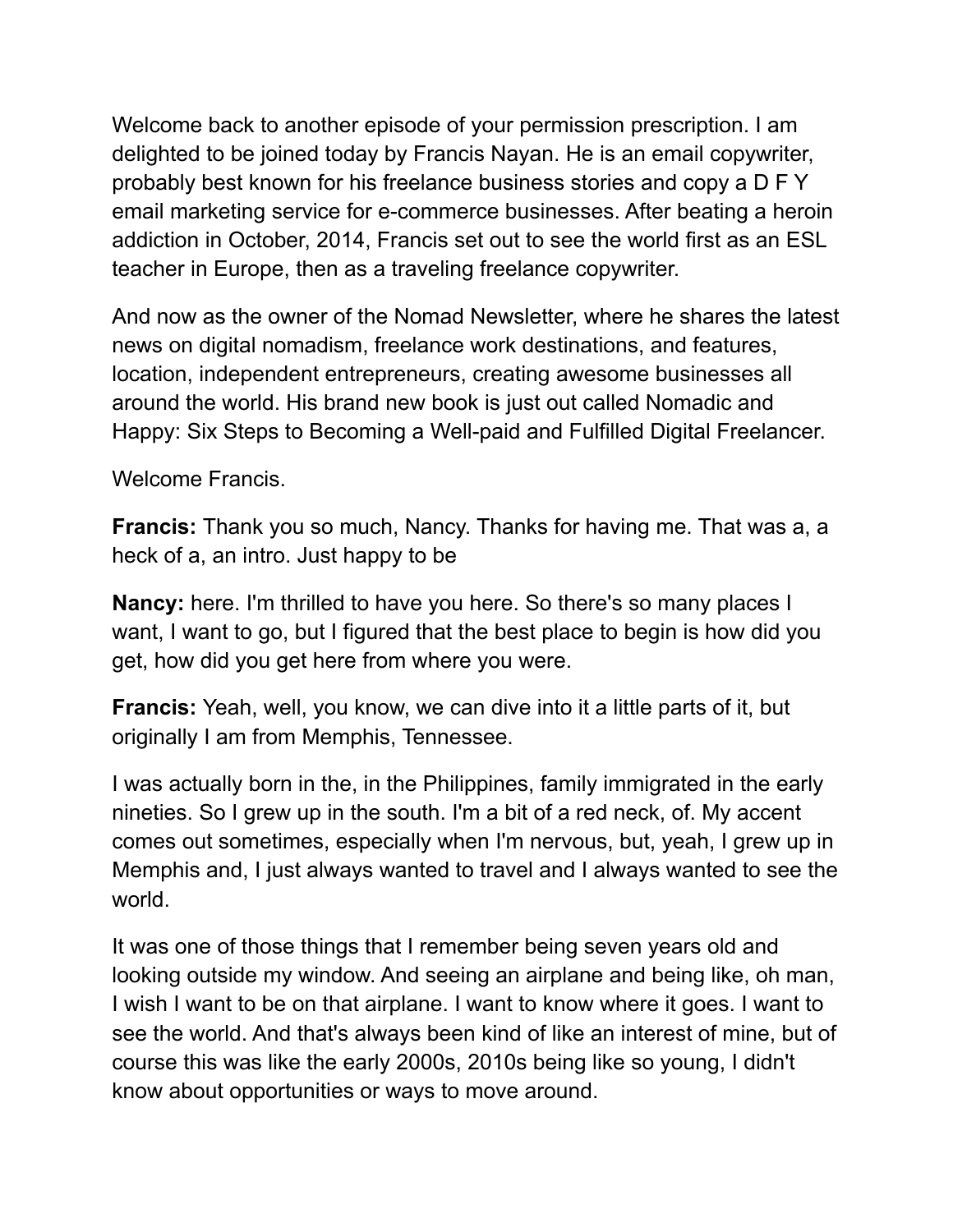Welcome back to another episode of your permission prescription. I am delighted to be joined today by Francis Nayan. He is an email copywriter, probably best known for his freelance business stories and copy a D F Y email marketing service for e-commerce businesses. After beating a heroin addiction in October, 2014, Francis set out to see the world first as an ESL teacher in Europe, then as a traveling freelance copywriter.

And now as the owner of the Nomad Newsletter, where he shares the latest news on digital nomadism, freelance work destinations, and features, location, independent entrepreneurs, creating awesome businesses all around the world. His brand new book is just out called Nomadic and Happy: Six Steps to Becoming a Well-paid and Fulfilled Digital Freelancer.

Welcome Francis.

**Francis:** Thank you so much, Nancy. Thanks for having me. That was a, a heck of a, an intro. Just happy to be

**Nancy:** here. I'm thrilled to have you here. So there's so many places I want, I want to go, but I figured that the best place to begin is how did you get, how did you get here from where you were.

**Francis:** Yeah, well, you know, we can dive into it a little parts of it, but originally I am from Memphis, Tennessee.

I was actually born in the, in the Philippines, family immigrated in the early nineties. So I grew up in the south. I'm a bit of a red neck, of. My accent comes out sometimes, especially when I'm nervous, but, yeah, I grew up in Memphis and, I just always wanted to travel and I always wanted to see the world.

It was one of those things that I remember being seven years old and looking outside my window. And seeing an airplane and being like, oh man, I wish I want to be on that airplane. I want to know where it goes. I want to see the world. And that's always been kind of like an interest of mine, but of course this was like the early 2000s, 2010s being like so young, I didn't know about opportunities or ways to move around.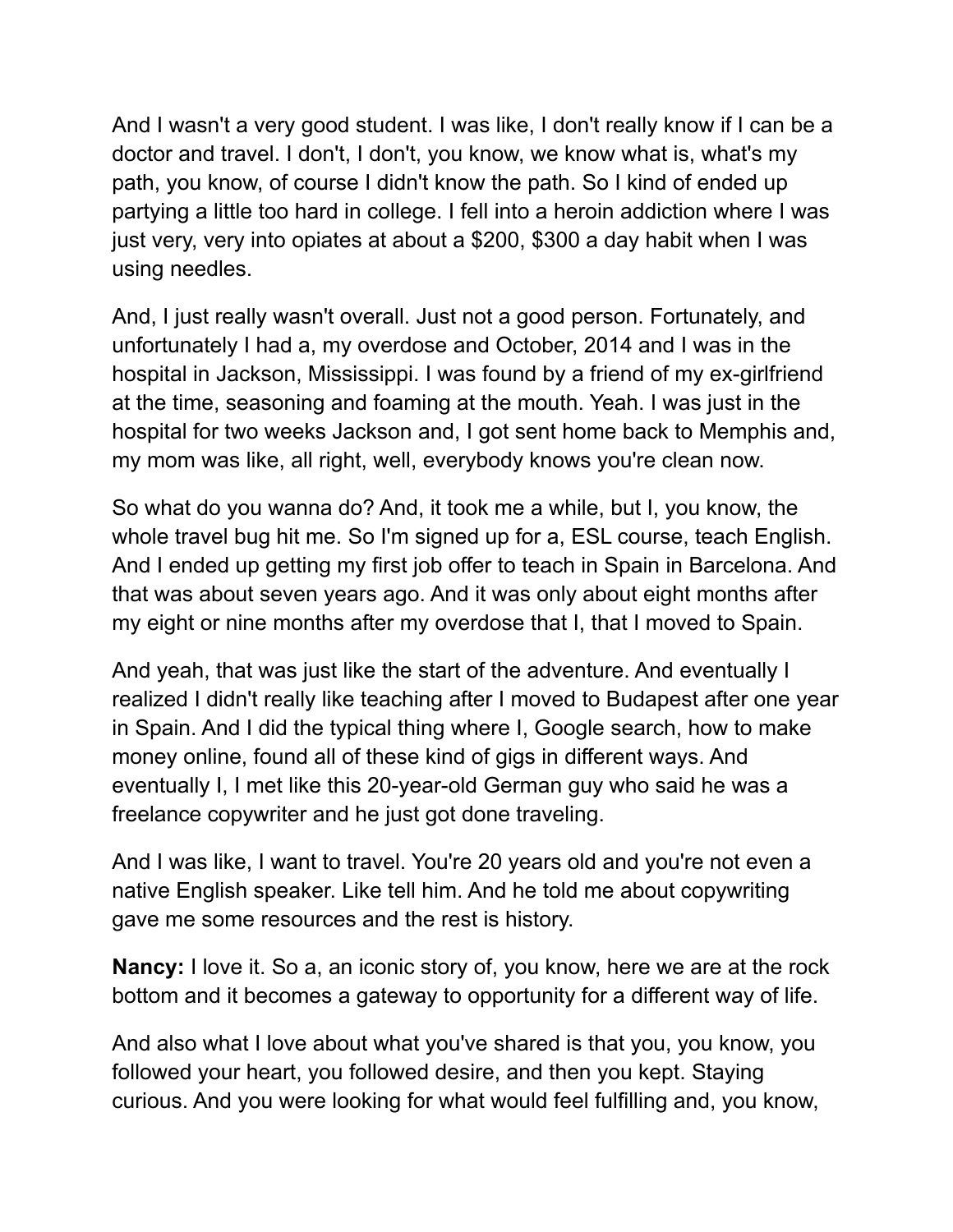And I wasn't a very good student. I was like, I don't really know if I can be a doctor and travel. I don't, I don't, you know, we know what is, what's my path, you know, of course I didn't know the path. So I kind of ended up partying a little too hard in college. I fell into a heroin addiction where I was just very, very into opiates at about a $200, $300 a day habit when I was using needles.

And, I just really wasn't overall. Just not a good person. Fortunately, and unfortunately I had a, my overdose and October, 2014 and I was in the hospital in Jackson, Mississippi. I was found by a friend of my ex-girlfriend at the time, seasoning and foaming at the mouth. Yeah. I was just in the hospital for two weeks Jackson and, I got sent home back to Memphis and, my mom was like, all right, well, everybody knows you're clean now.

So what do you wanna do? And, it took me a while, but I, you know, the whole travel bug hit me. So I'm signed up for a, ESL course, teach English. And I ended up getting my first job offer to teach in Spain in Barcelona. And that was about seven years ago. And it was only about eight months after my eight or nine months after my overdose that I, that I moved to Spain.

And yeah, that was just like the start of the adventure. And eventually I realized I didn't really like teaching after I moved to Budapest after one year in Spain. And I did the typical thing where I, Google search, how to make money online, found all of these kind of gigs in different ways. And eventually I, I met like this 20-year-old German guy who said he was a freelance copywriter and he just got done traveling.

And I was like, I want to travel. You're 20 years old and you're not even a native English speaker. Like tell him. And he told me about copywriting gave me some resources and the rest is history.

**Nancy:** I love it. So a, an iconic story of, you know, here we are at the rock bottom and it becomes a gateway to opportunity for a different way of life.

And also what I love about what you've shared is that you, you know, you followed your heart, you followed desire, and then you kept. Staying curious. And you were looking for what would feel fulfilling and, you know,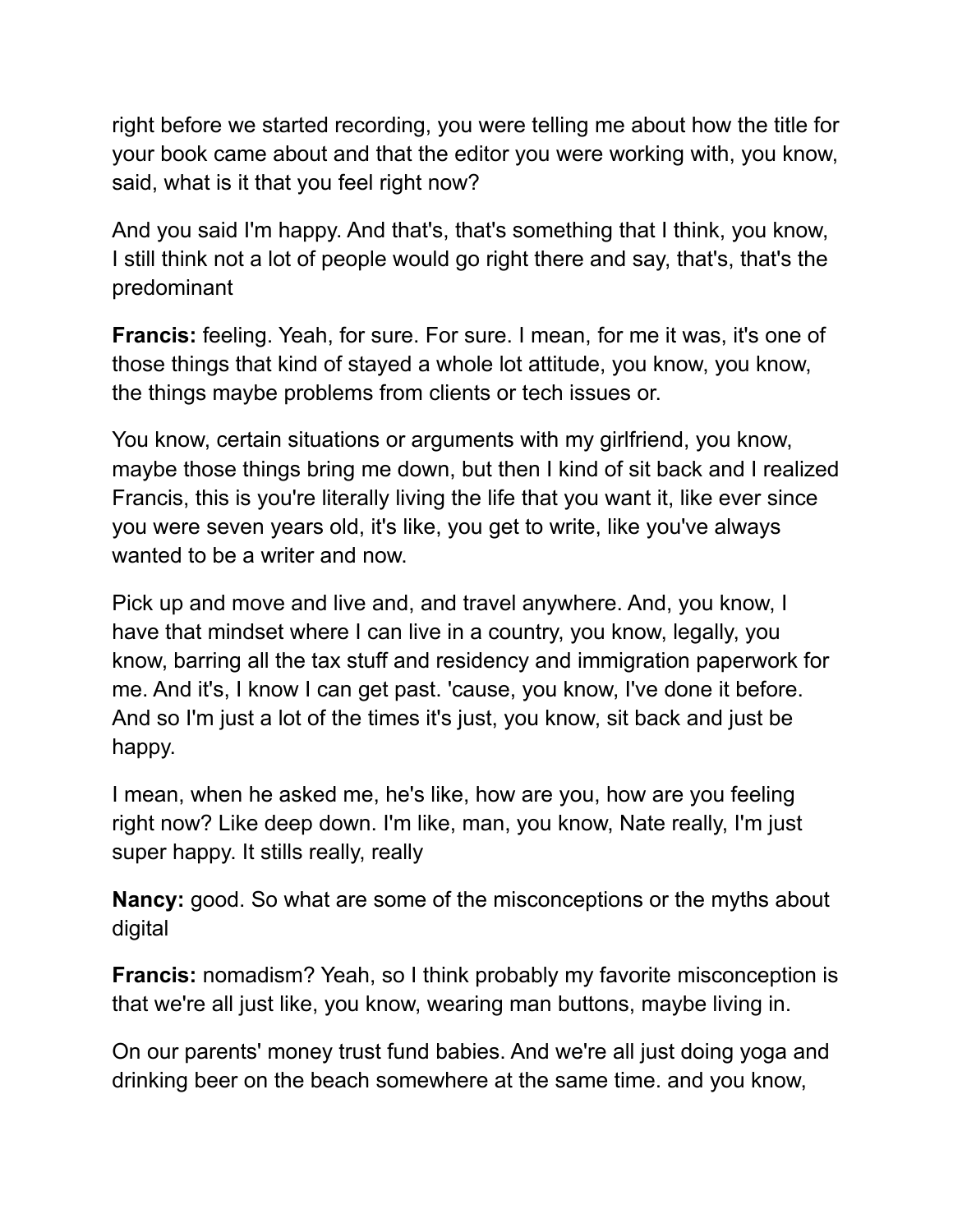right before we started recording, you were telling me about how the title for your book came about and that the editor you were working with, you know, said, what is it that you feel right now?

And you said I'm happy. And that's, that's something that I think, you know, I still think not a lot of people would go right there and say, that's, that's the predominant

**Francis:** feeling. Yeah, for sure. For sure. I mean, for me it was, it's one of those things that kind of stayed a whole lot attitude, you know, you know, the things maybe problems from clients or tech issues or.

You know, certain situations or arguments with my girlfriend, you know, maybe those things bring me down, but then I kind of sit back and I realized Francis, this is you're literally living the life that you want it, like ever since you were seven years old, it's like, you get to write, like you've always wanted to be a writer and now.

Pick up and move and live and, and travel anywhere. And, you know, I have that mindset where I can live in a country, you know, legally, you know, barring all the tax stuff and residency and immigration paperwork for me. And it's, I know I can get past. 'cause, you know, I've done it before. And so I'm just a lot of the times it's just, you know, sit back and just be happy.

I mean, when he asked me, he's like, how are you, how are you feeling right now? Like deep down. I'm like, man, you know, Nate really, I'm just super happy. It stills really, really

**Nancy:** good. So what are some of the misconceptions or the myths about digital

**Francis:** nomadism? Yeah, so I think probably my favorite misconception is that we're all just like, you know, wearing man buttons, maybe living in.

On our parents' money trust fund babies. And we're all just doing yoga and drinking beer on the beach somewhere at the same time. and you know,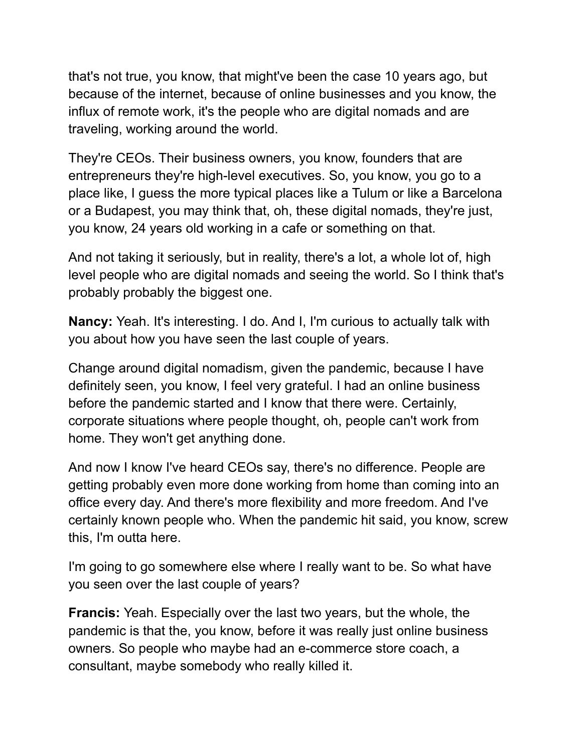that's not true, you know, that might've been the case 10 years ago, but because of the internet, because of online businesses and you know, the influx of remote work, it's the people who are digital nomads and are traveling, working around the world.

They're CEOs. Their business owners, you know, founders that are entrepreneurs they're high-level executives. So, you know, you go to a place like, I guess the more typical places like a Tulum or like a Barcelona or a Budapest, you may think that, oh, these digital nomads, they're just, you know, 24 years old working in a cafe or something on that.

And not taking it seriously, but in reality, there's a lot, a whole lot of, high level people who are digital nomads and seeing the world. So I think that's probably probably the biggest one.

**Nancy:** Yeah. It's interesting. I do. And I, I'm curious to actually talk with you about how you have seen the last couple of years.

Change around digital nomadism, given the pandemic, because I have definitely seen, you know, I feel very grateful. I had an online business before the pandemic started and I know that there were. Certainly, corporate situations where people thought, oh, people can't work from home. They won't get anything done.

And now I know I've heard CEOs say, there's no difference. People are getting probably even more done working from home than coming into an office every day. And there's more flexibility and more freedom. And I've certainly known people who. When the pandemic hit said, you know, screw this, I'm outta here.

I'm going to go somewhere else where I really want to be. So what have you seen over the last couple of years?

**Francis:** Yeah. Especially over the last two years, but the whole, the pandemic is that the, you know, before it was really just online business owners. So people who maybe had an e-commerce store coach, a consultant, maybe somebody who really killed it.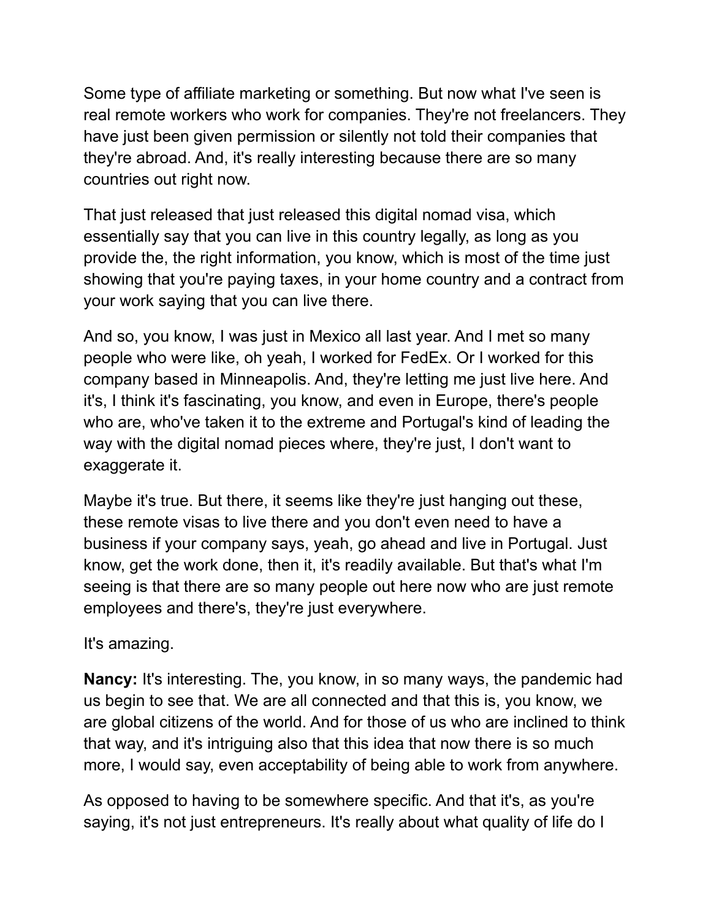Some type of affiliate marketing or something. But now what I've seen is real remote workers who work for companies. They're not freelancers. They have just been given permission or silently not told their companies that they're abroad. And, it's really interesting because there are so many countries out right now.

That just released that just released this digital nomad visa, which essentially say that you can live in this country legally, as long as you provide the, the right information, you know, which is most of the time just showing that you're paying taxes, in your home country and a contract from your work saying that you can live there.

And so, you know, I was just in Mexico all last year. And I met so many people who were like, oh yeah, I worked for FedEx. Or I worked for this company based in Minneapolis. And, they're letting me just live here. And it's, I think it's fascinating, you know, and even in Europe, there's people who are, who've taken it to the extreme and Portugal's kind of leading the way with the digital nomad pieces where, they're just, I don't want to exaggerate it.

Maybe it's true. But there, it seems like they're just hanging out these, these remote visas to live there and you don't even need to have a business if your company says, yeah, go ahead and live in Portugal. Just know, get the work done, then it, it's readily available. But that's what I'm seeing is that there are so many people out here now who are just remote employees and there's, they're just everywhere.

It's amazing.

**Nancy:** It's interesting. The, you know, in so many ways, the pandemic had us begin to see that. We are all connected and that this is, you know, we are global citizens of the world. And for those of us who are inclined to think that way, and it's intriguing also that this idea that now there is so much more, I would say, even acceptability of being able to work from anywhere.

As opposed to having to be somewhere specific. And that it's, as you're saying, it's not just entrepreneurs. It's really about what quality of life do I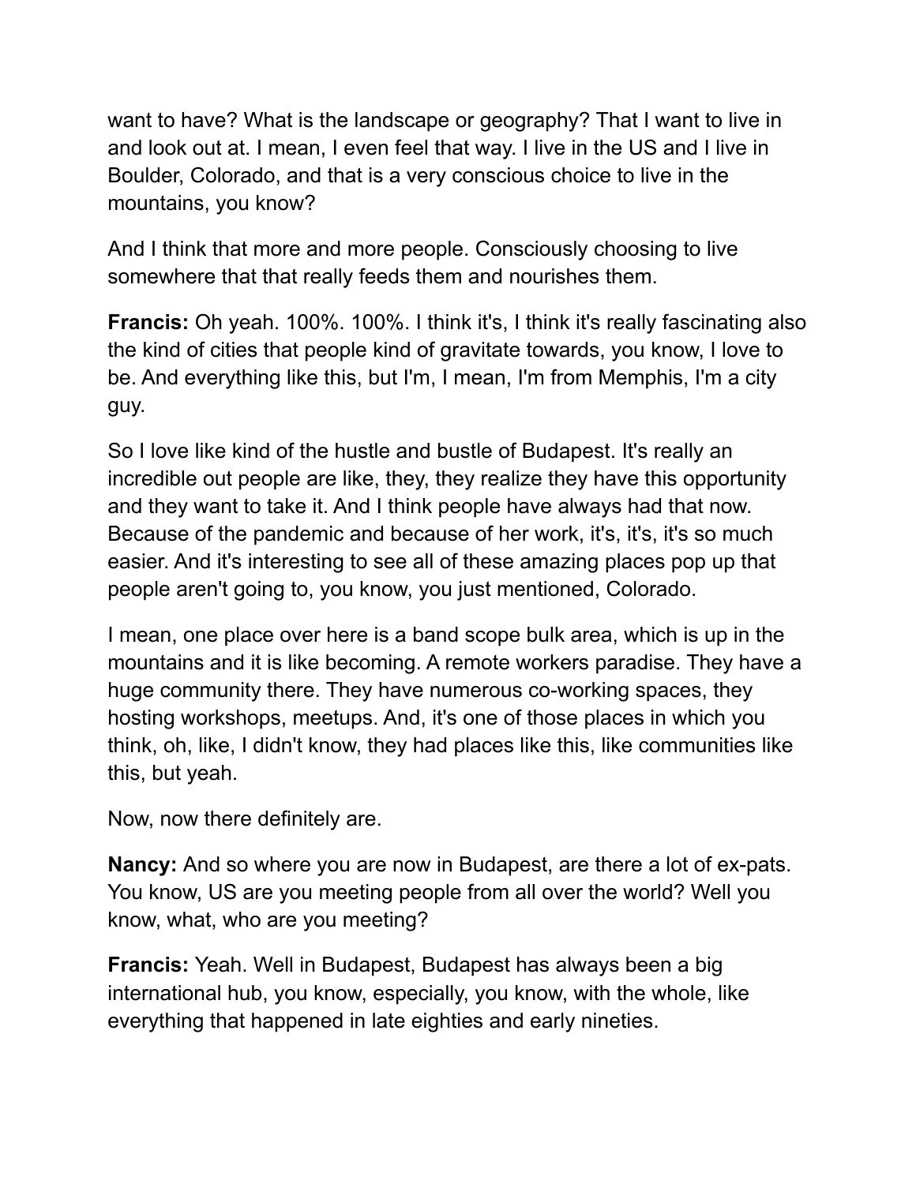want to have? What is the landscape or geography? That I want to live in and look out at. I mean, I even feel that way. I live in the US and I live in Boulder, Colorado, and that is a very conscious choice to live in the mountains, you know?

And I think that more and more people. Consciously choosing to live somewhere that that really feeds them and nourishes them.

**Francis:** Oh yeah. 100%. 100%. I think it's, I think it's really fascinating also the kind of cities that people kind of gravitate towards, you know, I love to be. And everything like this, but I'm, I mean, I'm from Memphis, I'm a city guy.

So I love like kind of the hustle and bustle of Budapest. It's really an incredible out people are like, they, they realize they have this opportunity and they want to take it. And I think people have always had that now. Because of the pandemic and because of her work, it's, it's, it's so much easier. And it's interesting to see all of these amazing places pop up that people aren't going to, you know, you just mentioned, Colorado.

I mean, one place over here is a band scope bulk area, which is up in the mountains and it is like becoming. A remote workers paradise. They have a huge community there. They have numerous co-working spaces, they hosting workshops, meetups. And, it's one of those places in which you think, oh, like, I didn't know, they had places like this, like communities like this, but yeah.

Now, now there definitely are.

**Nancy:** And so where you are now in Budapest, are there a lot of ex-pats. You know, US are you meeting people from all over the world? Well you know, what, who are you meeting?

**Francis:** Yeah. Well in Budapest, Budapest has always been a big international hub, you know, especially, you know, with the whole, like everything that happened in late eighties and early nineties.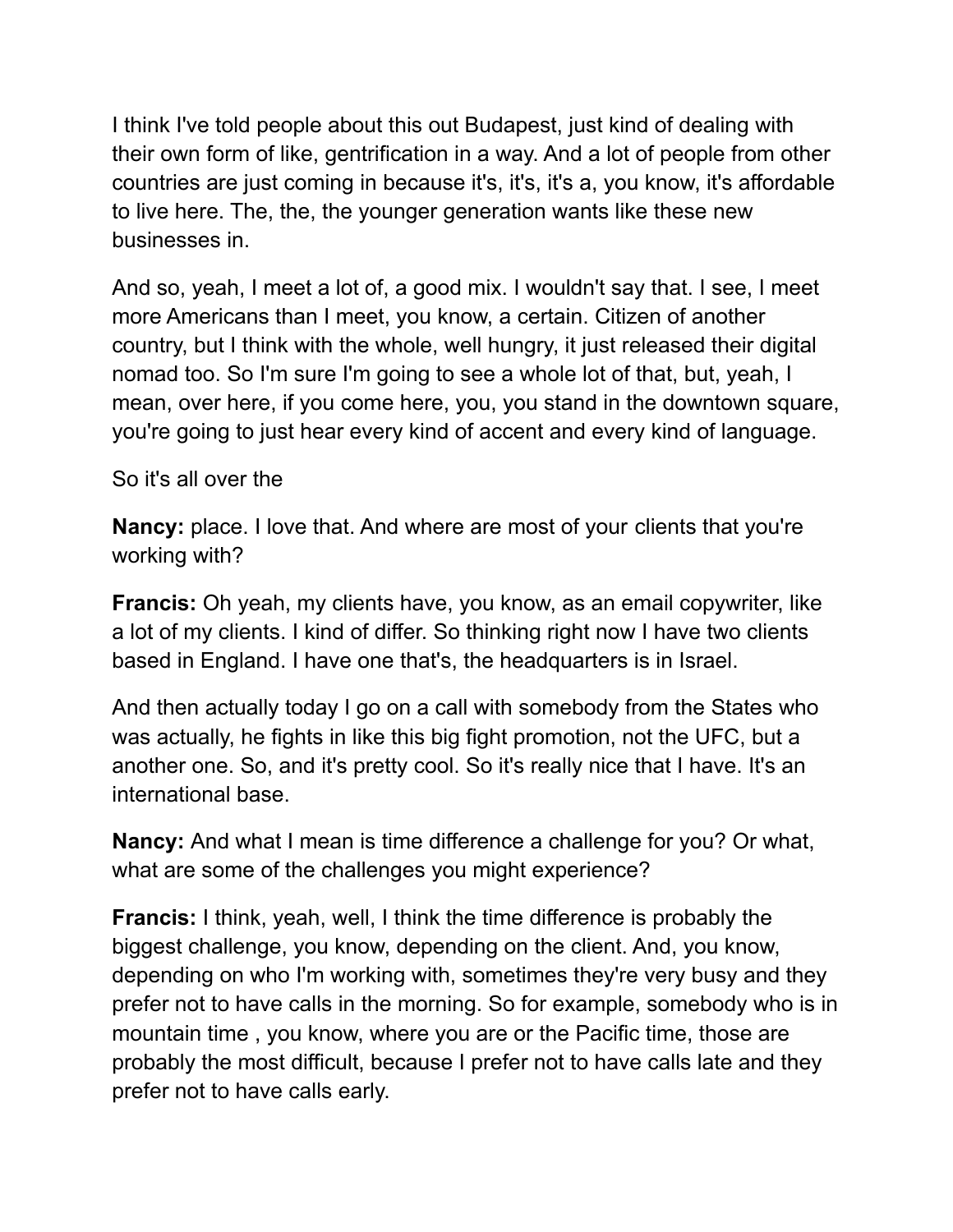I think I've told people about this out Budapest, just kind of dealing with their own form of like, gentrification in a way. And a lot of people from other countries are just coming in because it's, it's, it's a, you know, it's affordable to live here. The, the, the younger generation wants like these new businesses in.

And so, yeah, I meet a lot of, a good mix. I wouldn't say that. I see, I meet more Americans than I meet, you know, a certain. Citizen of another country, but I think with the whole, well hungry, it just released their digital nomad too. So I'm sure I'm going to see a whole lot of that, but, yeah, I mean, over here, if you come here, you, you stand in the downtown square, you're going to just hear every kind of accent and every kind of language.

So it's all over the

**Nancy:** place. I love that. And where are most of your clients that you're working with?

**Francis:** Oh yeah, my clients have, you know, as an email copywriter, like a lot of my clients. I kind of differ. So thinking right now I have two clients based in England. I have one that's, the headquarters is in Israel.

And then actually today I go on a call with somebody from the States who was actually, he fights in like this big fight promotion, not the UFC, but a another one. So, and it's pretty cool. So it's really nice that I have. It's an international base.

**Nancy:** And what I mean is time difference a challenge for you? Or what, what are some of the challenges you might experience?

**Francis:** I think, yeah, well, I think the time difference is probably the biggest challenge, you know, depending on the client. And, you know, depending on who I'm working with, sometimes they're very busy and they prefer not to have calls in the morning. So for example, somebody who is in mountain time , you know, where you are or the Pacific time, those are probably the most difficult, because I prefer not to have calls late and they prefer not to have calls early.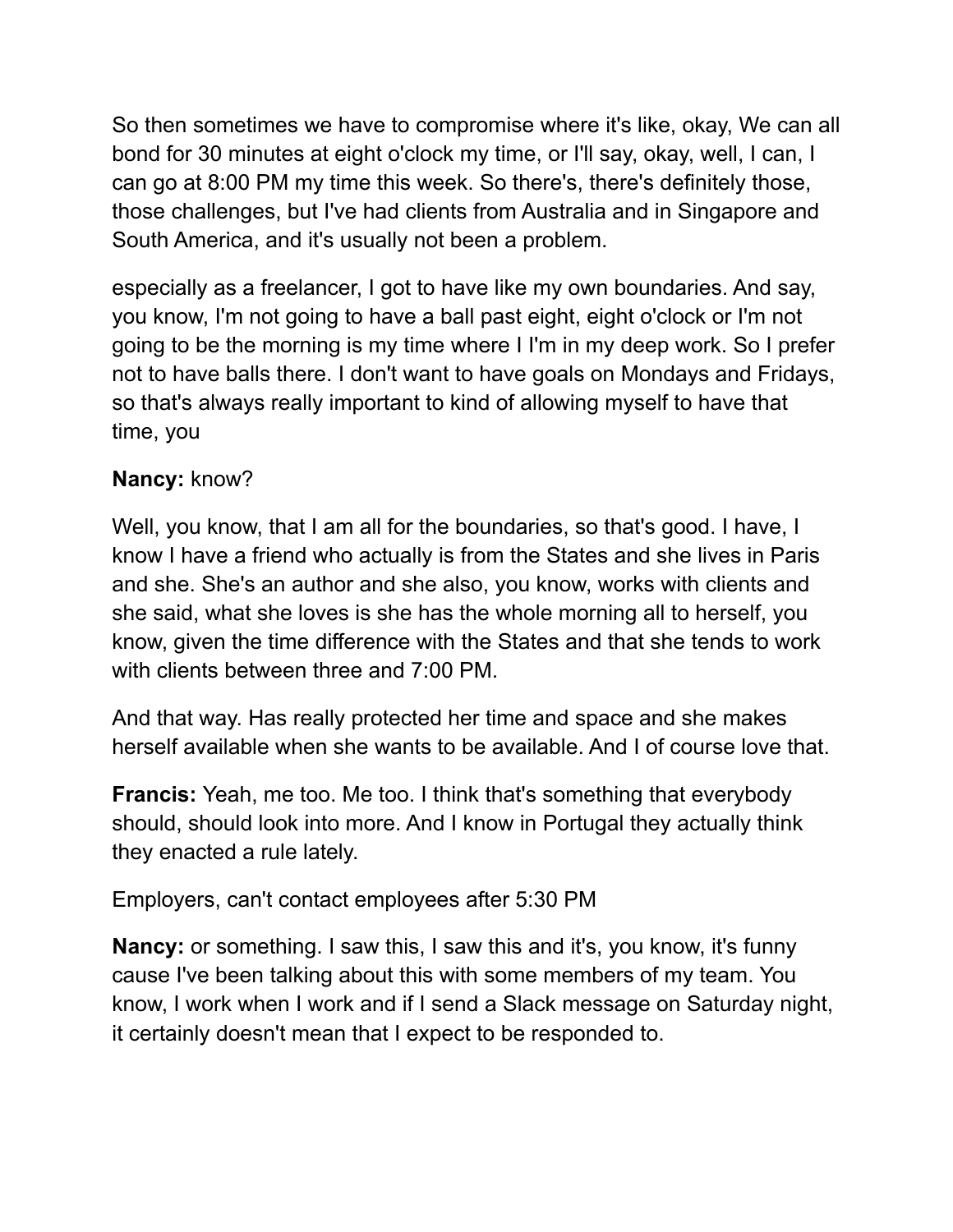So then sometimes we have to compromise where it's like, okay, We can all bond for 30 minutes at eight o'clock my time, or I'll say, okay, well, I can, I can go at 8:00 PM my time this week. So there's, there's definitely those, those challenges, but I've had clients from Australia and in Singapore and South America, and it's usually not been a problem.

especially as a freelancer, I got to have like my own boundaries. And say, you know, I'm not going to have a ball past eight, eight o'clock or I'm not going to be the morning is my time where I I'm in my deep work. So I prefer not to have balls there. I don't want to have goals on Mondays and Fridays, so that's always really important to kind of allowing myself to have that time, you

**Nancy:** know?

Well, you know, that I am all for the boundaries, so that's good. I have, I know I have a friend who actually is from the States and she lives in Paris and she. She's an author and she also, you know, works with clients and she said, what she loves is she has the whole morning all to herself, you know, given the time difference with the States and that she tends to work with clients between three and 7:00 PM.

And that way. Has really protected her time and space and she makes herself available when she wants to be available. And I of course love that.

**Francis:** Yeah, me too. Me too. I think that's something that everybody should, should look into more. And I know in Portugal they actually think they enacted a rule lately.

Employers, can't contact employees after 5:30 PM

**Nancy:** or something. I saw this, I saw this and it's, you know, it's funny cause I've been talking about this with some members of my team. You know, I work when I work and if I send a Slack message on Saturday night, it certainly doesn't mean that I expect to be responded to.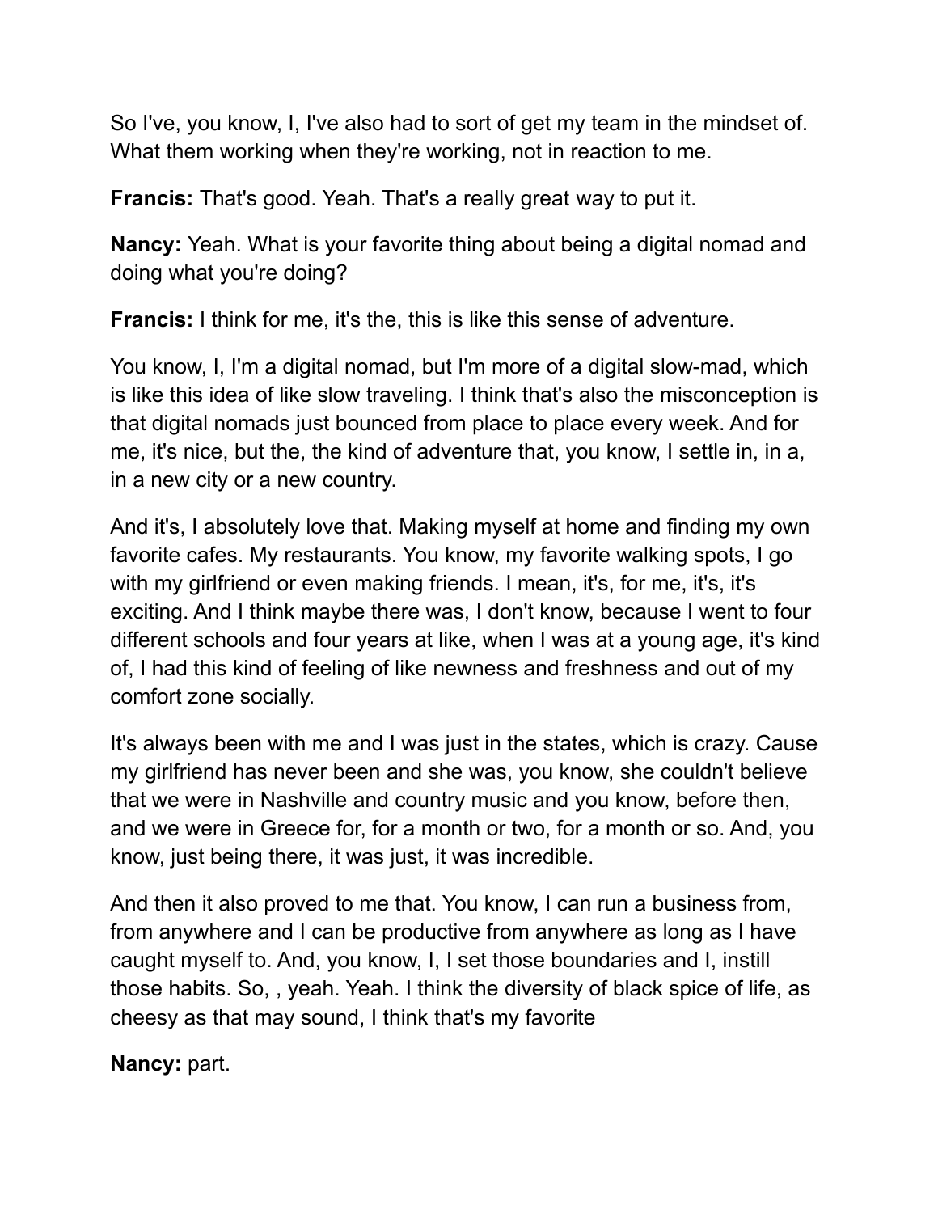So I've, you know, I, I've also had to sort of get my team in the mindset of. What them working when they're working, not in reaction to me.

**Francis:** That's good. Yeah. That's a really great way to put it.

**Nancy:** Yeah. What is your favorite thing about being a digital nomad and doing what you're doing?

**Francis:** I think for me, it's the, this is like this sense of adventure.

You know, I, I'm a digital nomad, but I'm more of a digital slow-mad, which is like this idea of like slow traveling. I think that's also the misconception is that digital nomads just bounced from place to place every week. And for me, it's nice, but the, the kind of adventure that, you know, I settle in, in a, in a new city or a new country.

And it's, I absolutely love that. Making myself at home and finding my own favorite cafes. My restaurants. You know, my favorite walking spots, I go with my girlfriend or even making friends. I mean, it's, for me, it's, it's exciting. And I think maybe there was, I don't know, because I went to four different schools and four years at like, when I was at a young age, it's kind of, I had this kind of feeling of like newness and freshness and out of my comfort zone socially.

It's always been with me and I was just in the states, which is crazy. Cause my girlfriend has never been and she was, you know, she couldn't believe that we were in Nashville and country music and you know, before then, and we were in Greece for, for a month or two, for a month or so. And, you know, just being there, it was just, it was incredible.

And then it also proved to me that. You know, I can run a business from, from anywhere and I can be productive from anywhere as long as I have caught myself to. And, you know, I, I set those boundaries and I, instill those habits. So, , yeah. Yeah. I think the diversity of black spice of life, as cheesy as that may sound, I think that's my favorite

**Nancy:** part.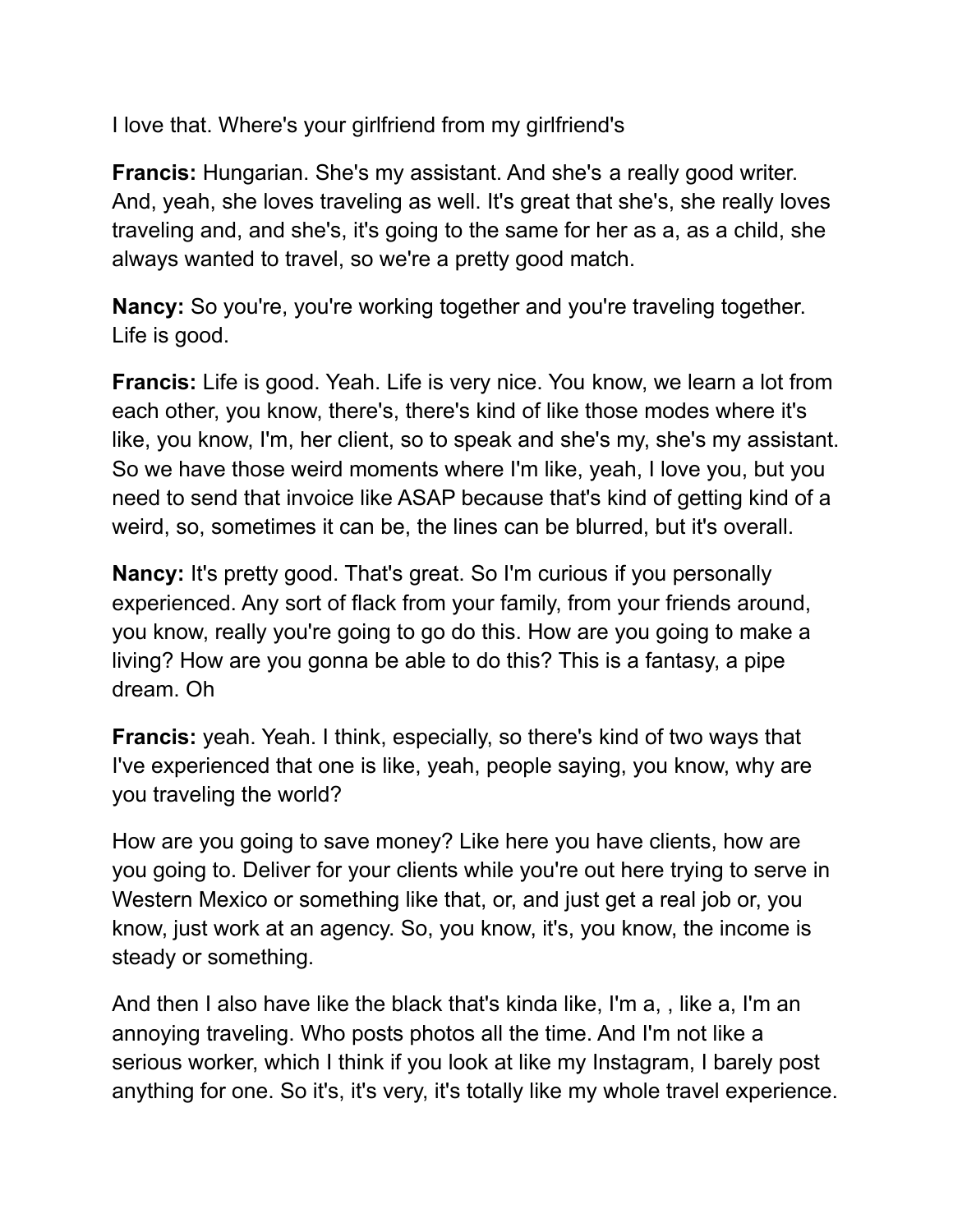I love that. Where's your girlfriend from my girlfriend's

**Francis:** Hungarian. She's my assistant. And she's a really good writer. And, yeah, she loves traveling as well. It's great that she's, she really loves traveling and, and she's, it's going to the same for her as a, as a child, she always wanted to travel, so we're a pretty good match.

**Nancy:** So you're, you're working together and you're traveling together. Life is good.

**Francis:** Life is good. Yeah. Life is very nice. You know, we learn a lot from each other, you know, there's, there's kind of like those modes where it's like, you know, I'm, her client, so to speak and she's my, she's my assistant. So we have those weird moments where I'm like, yeah, I love you, but you need to send that invoice like ASAP because that's kind of getting kind of a weird, so, sometimes it can be, the lines can be blurred, but it's overall.

**Nancy:** It's pretty good. That's great. So I'm curious if you personally experienced. Any sort of flack from your family, from your friends around, you know, really you're going to go do this. How are you going to make a living? How are you gonna be able to do this? This is a fantasy, a pipe dream. Oh

**Francis:** yeah. Yeah. I think, especially, so there's kind of two ways that I've experienced that one is like, yeah, people saying, you know, why are you traveling the world?

How are you going to save money? Like here you have clients, how are you going to. Deliver for your clients while you're out here trying to serve in Western Mexico or something like that, or, and just get a real job or, you know, just work at an agency. So, you know, it's, you know, the income is steady or something.

And then I also have like the black that's kinda like, I'm a, , like a, I'm an annoying traveling. Who posts photos all the time. And I'm not like a serious worker, which I think if you look at like my Instagram, I barely post anything for one. So it's, it's very, it's totally like my whole travel experience.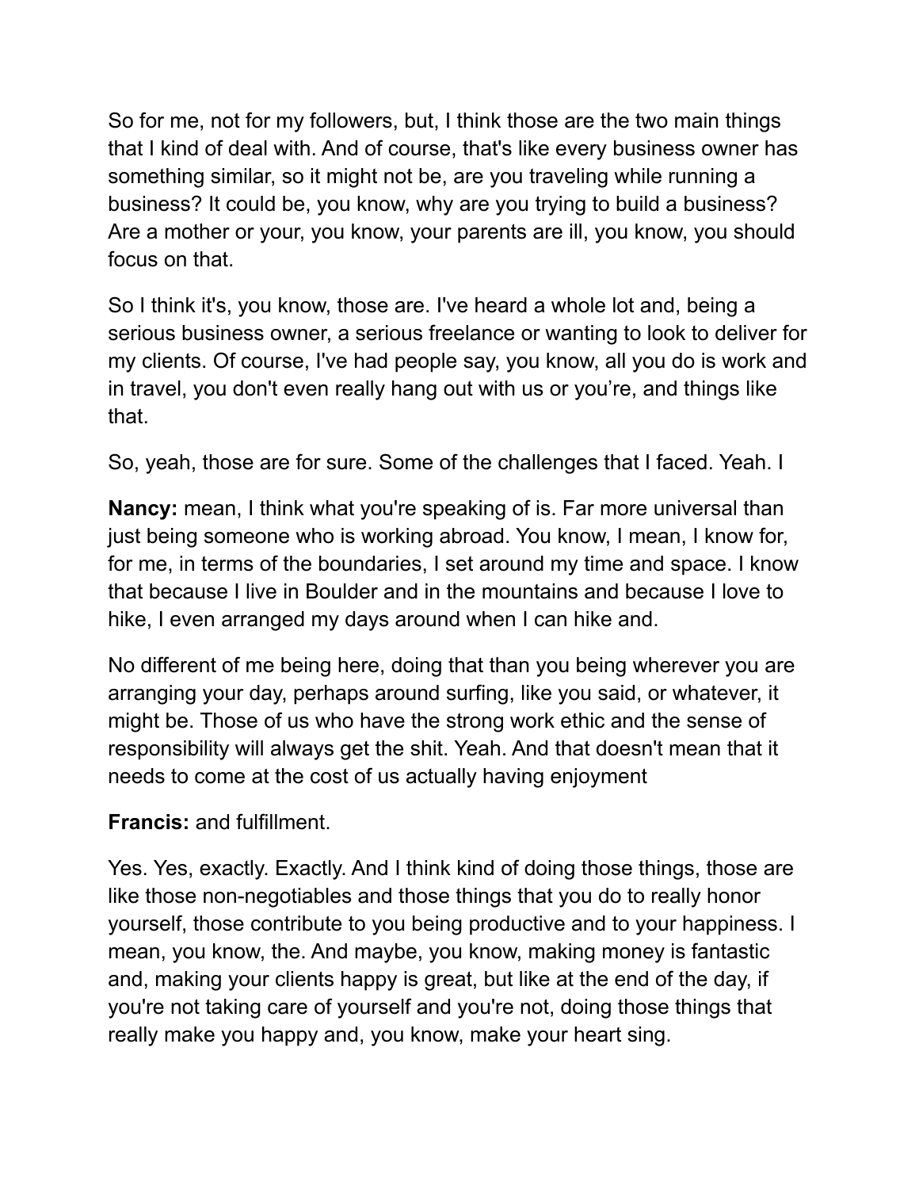So for me, not for my followers, but, I think those are the two main things that I kind of deal with. And of course, that's like every business owner has something similar, so it might not be, are you traveling while running a business? It could be, you know, why are you trying to build a business? Are a mother or your, you know, your parents are ill, you know, you should focus on that.

So I think it's, you know, those are. I've heard a whole lot and, being a serious business owner, a serious freelance or wanting to look to deliver for my clients. Of course, I've had people say, you know, all you do is work and in travel, you don't even really hang out with us or you're, and things like that.

So, yeah, those are for sure. Some of the challenges that I faced. Yeah. I

**Nancy:** mean, I think what you're speaking of is. Far more universal than just being someone who is working abroad. You know, I mean, I know for, for me, in terms of the boundaries, I set around my time and space. I know that because I live in Boulder and in the mountains and because I love to hike, I even arranged my days around when I can hike and.

No different of me being here, doing that than you being wherever you are arranging your day, perhaps around surfing, like you said, or whatever, it might be. Those of us who have the strong work ethic and the sense of responsibility will always get the shit. Yeah. And that doesn't mean that it needs to come at the cost of us actually having enjoyment

**Francis:** and fulfillment.

Yes. Yes, exactly. Exactly. And I think kind of doing those things, those are like those non-negotiables and those things that you do to really honor yourself, those contribute to you being productive and to your happiness. I mean, you know, the. And maybe, you know, making money is fantastic and, making your clients happy is great, but like at the end of the day, if you're not taking care of yourself and you're not, doing those things that really make you happy and, you know, make your heart sing.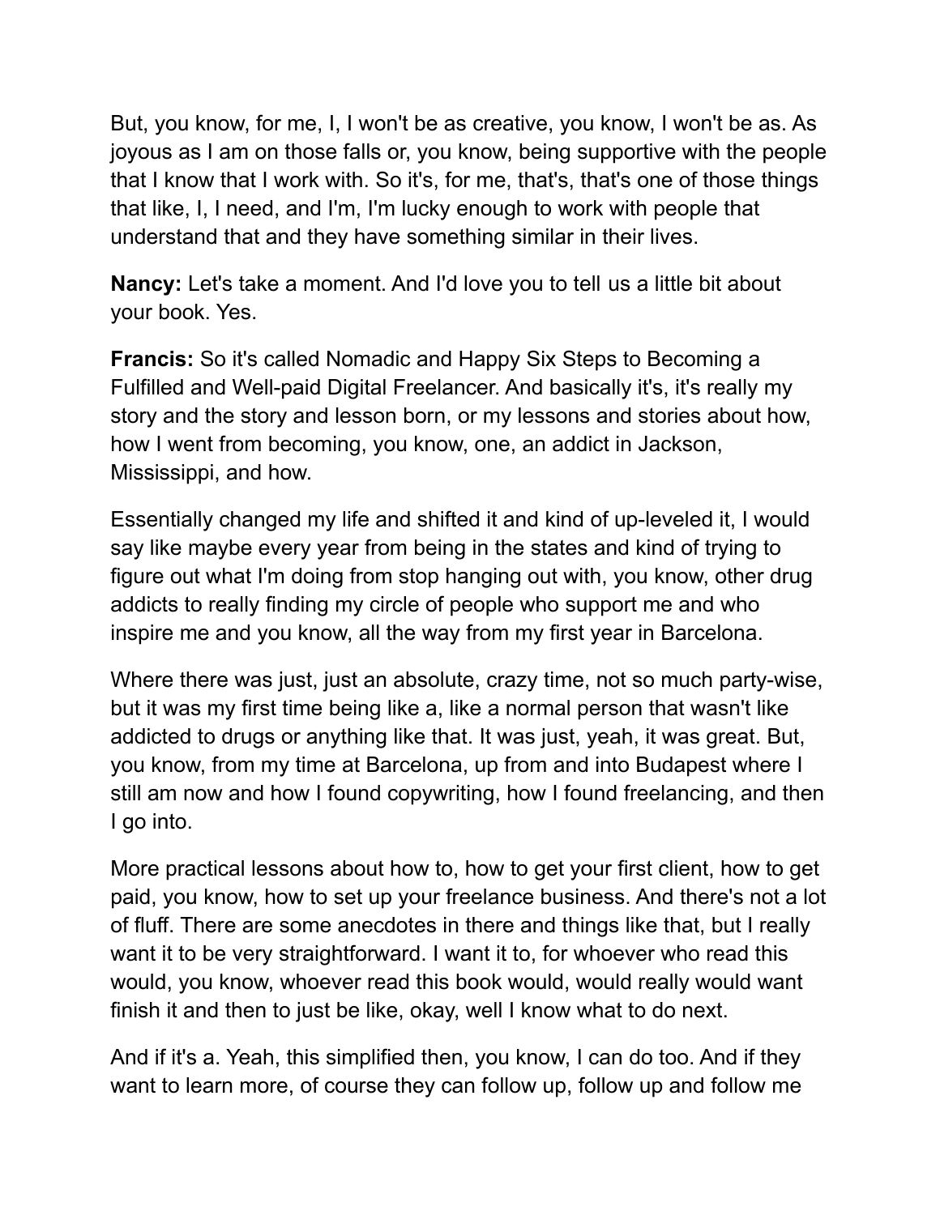But, you know, for me, I, I won't be as creative, you know, I won't be as. As joyous as I am on those falls or, you know, being supportive with the people that I know that I work with. So it's, for me, that's, that's one of those things that like, I, I need, and I'm, I'm lucky enough to work with people that understand that and they have something similar in their lives.

**Nancy:** Let's take a moment. And I'd love you to tell us a little bit about your book. Yes.

**Francis:** So it's called Nomadic and Happy Six Steps to Becoming a Fulfilled and Well-paid Digital Freelancer. And basically it's, it's really my story and the story and lesson born, or my lessons and stories about how, how I went from becoming, you know, one, an addict in Jackson, Mississippi, and how.

Essentially changed my life and shifted it and kind of up-leveled it, I would say like maybe every year from being in the states and kind of trying to figure out what I'm doing from stop hanging out with, you know, other drug addicts to really finding my circle of people who support me and who inspire me and you know, all the way from my first year in Barcelona.

Where there was just, just an absolute, crazy time, not so much party-wise, but it was my first time being like a, like a normal person that wasn't like addicted to drugs or anything like that. It was just, yeah, it was great. But, you know, from my time at Barcelona, up from and into Budapest where I still am now and how I found copywriting, how I found freelancing, and then I go into.

More practical lessons about how to, how to get your first client, how to get paid, you know, how to set up your freelance business. And there's not a lot of fluff. There are some anecdotes in there and things like that, but I really want it to be very straightforward. I want it to, for whoever who read this would, you know, whoever read this book would, would really would want finish it and then to just be like, okay, well I know what to do next.

And if it's a. Yeah, this simplified then, you know, I can do too. And if they want to learn more, of course they can follow up, follow up and follow me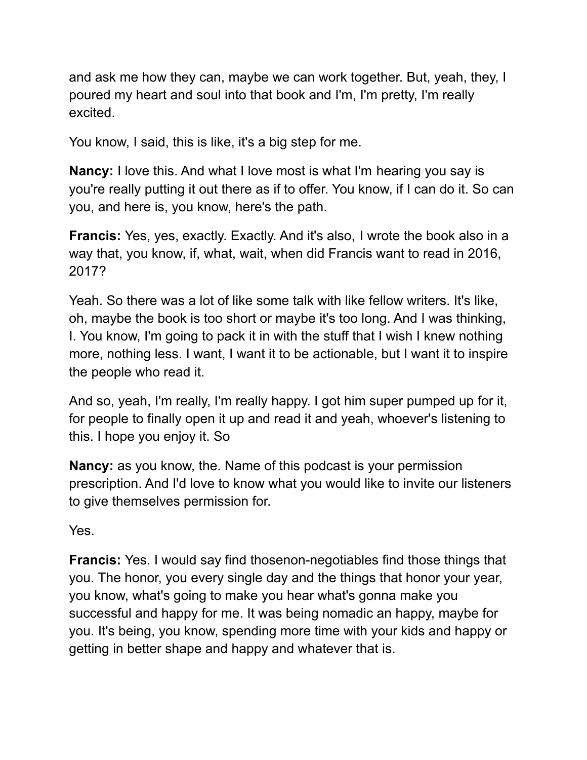and ask me how they can, maybe we can work together. But, yeah, they, I poured my heart and soul into that book and I'm, I'm pretty, I'm really excited.

You know, I said, this is like, it's a big step for me.

**Nancy:** I love this. And what I love most is what I'm hearing you say is you're really putting it out there as if to offer. You know, if I can do it. So can you, and here is, you know, here's the path.

**Francis:** Yes, yes, exactly. Exactly. And it's also, I wrote the book also in a way that, you know, if, what, wait, when did Francis want to read in 2016, 2017?

Yeah. So there was a lot of like some talk with like fellow writers. It's like, oh, maybe the book is too short or maybe it's too long. And I was thinking, I. You know, I'm going to pack it in with the stuff that I wish I knew nothing more, nothing less. I want, I want it to be actionable, but I want it to inspire the people who read it.

And so, yeah, I'm really, I'm really happy. I got him super pumped up for it, for people to finally open it up and read it and yeah, whoever's listening to this. I hope you enjoy it. So

**Nancy:** as you know, the. Name of this podcast is your permission prescription. And I'd love to know what you would like to invite our listeners to give themselves permission for.

Yes.

**Francis:** Yes. I would say find thosenon-negotiables find those things that you. The honor, you every single day and the things that honor your year, you know, what's going to make you hear what's gonna make you successful and happy for me. It was being nomadic an happy, maybe for you. It's being, you know, spending more time with your kids and happy or getting in better shape and happy and whatever that is.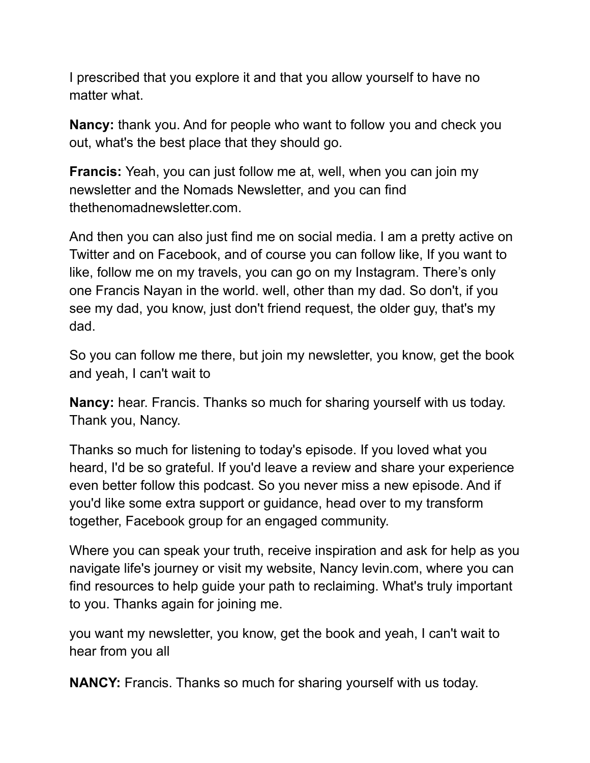I prescribed that you explore it and that you allow yourself to have no matter what.

**Nancy:** thank you. And for people who want to follow you and check you out, what's the best place that they should go.

**Francis:** Yeah, you can just follow me at, well, when you can join my newsletter and the Nomads Newsletter, and you can find thethenomadnewsletter.com.

And then you can also just find me on social media. I am a pretty active on Twitter and on Facebook, and of course you can follow like, If you want to like, follow me on my travels, you can go on my Instagram. There's only one Francis Nayan in the world. well, other than my dad. So don't, if you see my dad, you know, just don't friend request, the older guy, that's my dad.

So you can follow me there, but join my newsletter, you know, get the book and yeah, I can't wait to

**Nancy:** hear. Francis. Thanks so much for sharing yourself with us today. Thank you, Nancy.

Thanks so much for listening to today's episode. If you loved what you heard, I'd be so grateful. If you'd leave a review and share your experience even better follow this podcast. So you never miss a new episode. And if you'd like some extra support or guidance, head over to my transform together, Facebook group for an engaged community.

Where you can speak your truth, receive inspiration and ask for help as you navigate life's journey or visit my website, Nancy levin.com, where you can find resources to help guide your path to reclaiming. What's truly important to you. Thanks again for joining me.

you want my newsletter, you know, get the book and yeah, I can't wait to hear from you all

**NANCY:** Francis. Thanks so much for sharing yourself with us today.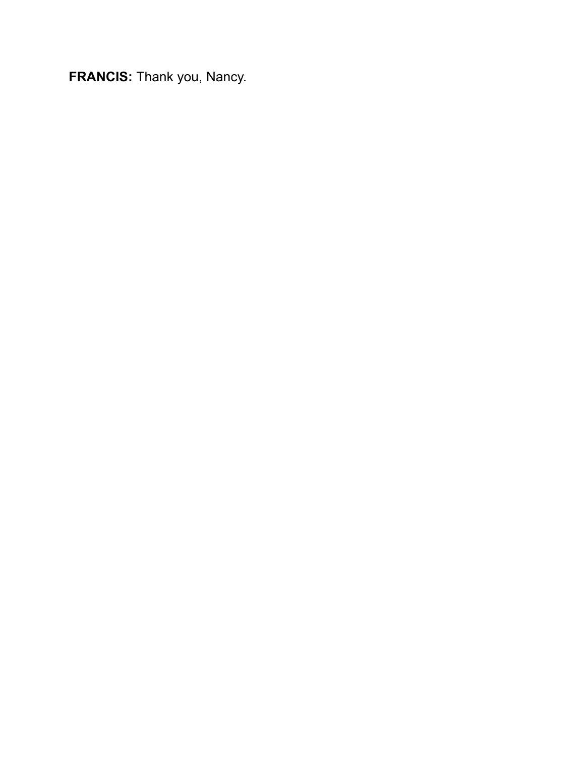**FRANCIS:** Thank you, Nancy.